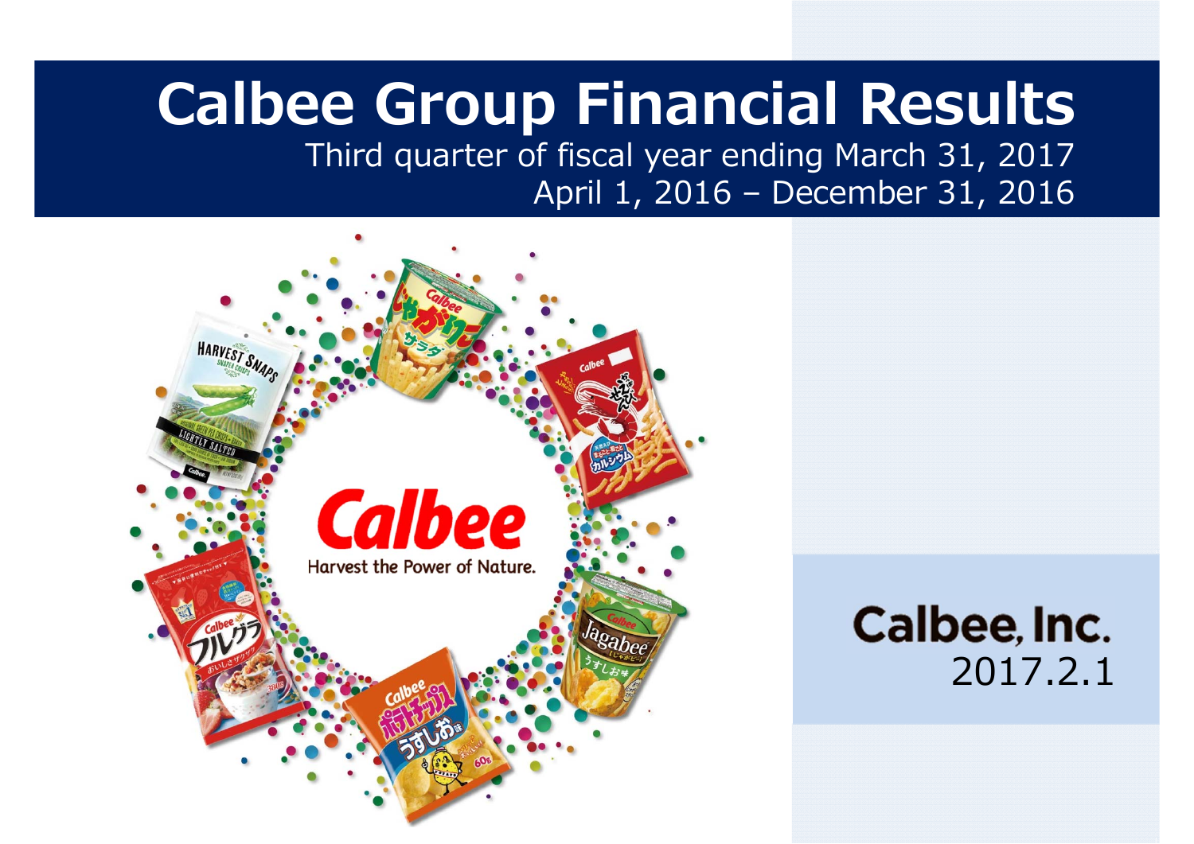# Calbee Group Financial Results

Third quarter of fiscal year ending March 31, 2017

April 1, 2016 – December 31, 2016

Calbee, Inc.

2017.2.1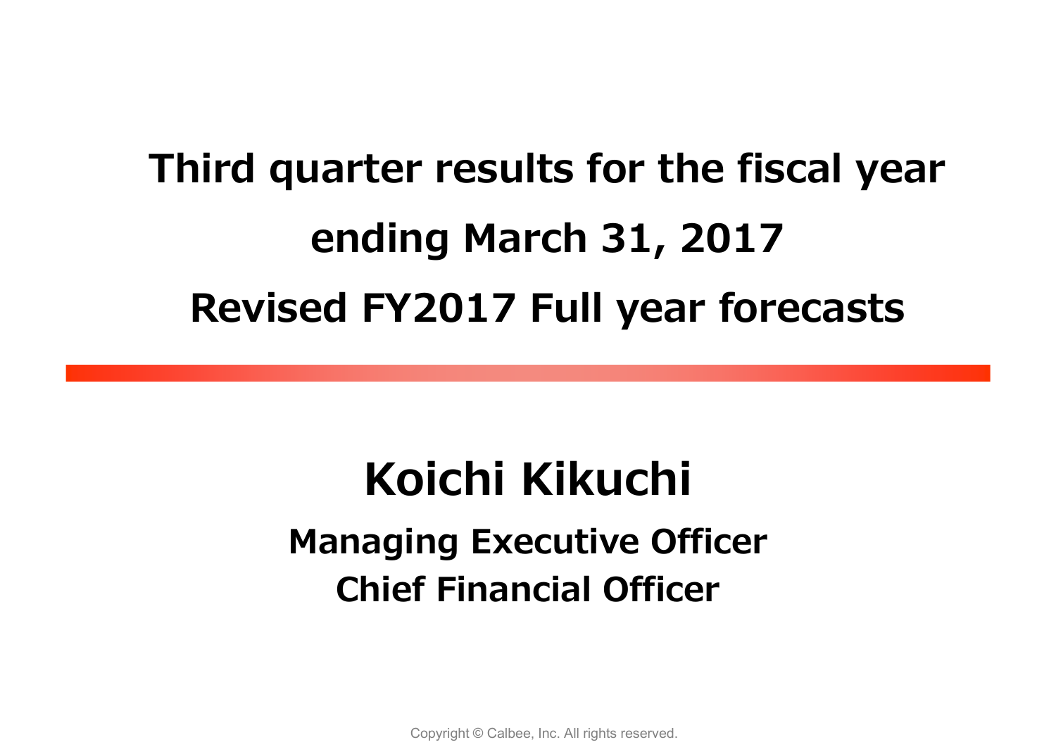# Third quarter results for the fiscal year ending March 31, 2017

# Revised FY2017 Full year forecasts

## Koichi Kikuchi

**Managing Executive Officer**

**Chief Financial Officer**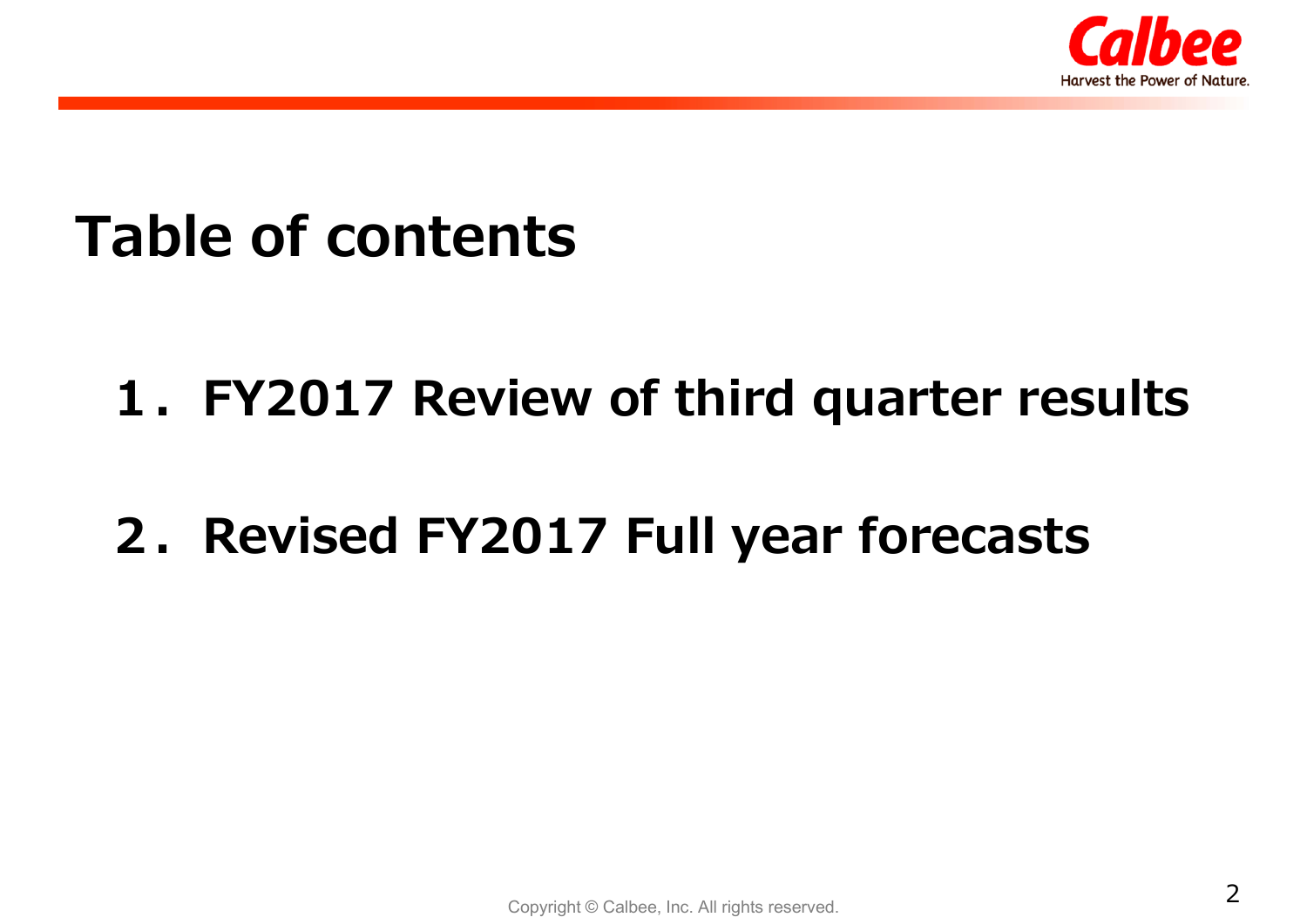# Table of contents

1．FY2017 Review of third quarter results

2．Revised FY2017 Full year forecasts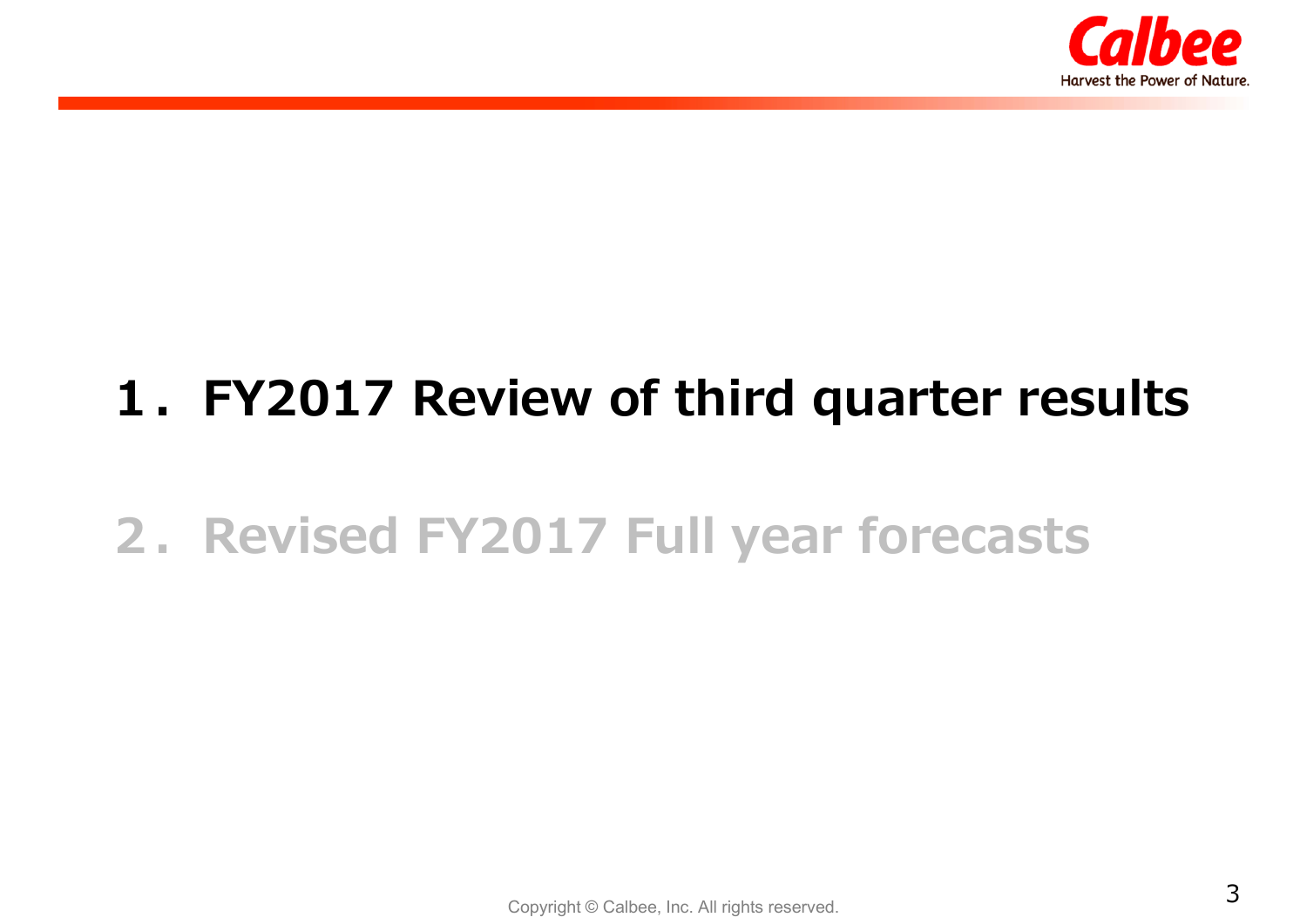1．FY2017 Review of third quarter results

2．Revised FY2017 Full year forecasts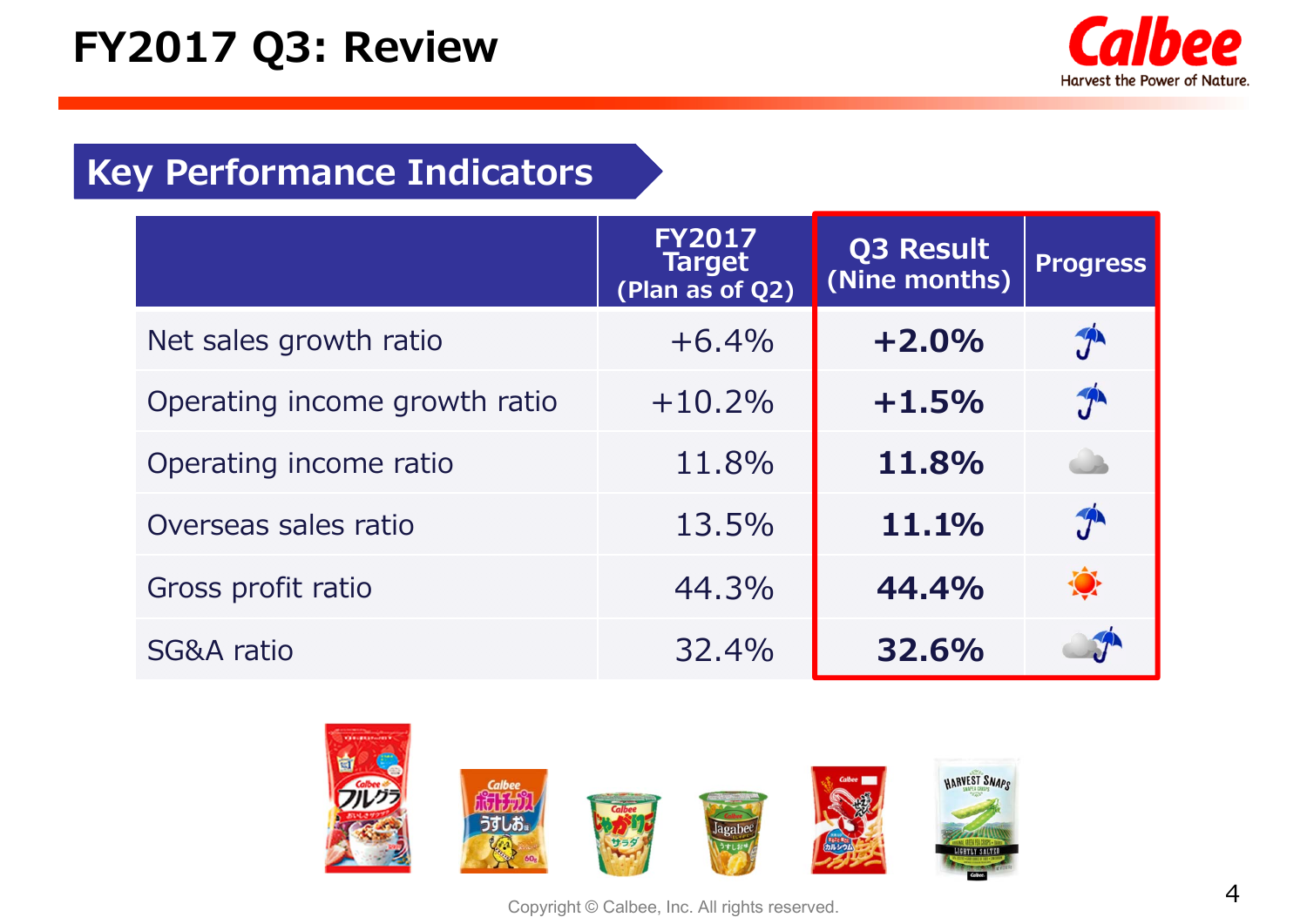# FY2017 Q3: Review

## Key Performance Indicators

| | FY2017 Target (Plan as of Q2) | Q3 Result (Nine months) | Progress |
|---|---|---|---|
| Net sales growth ratio | +6.4% | **+2.0%** | |
| Operating income growth ratio | +10.2% | **+1.5%** | |
| Operating income ratio | 11.8% | **11.8%** | |
| Overseas sales ratio | 13.5% | **11.1%** | |
| Gross profit ratio | 44.3% | **44.4%** | |
| SG&A ratio | 32.4% | **32.6%** | |

Copyright © Calbee, Inc. All rights reserved.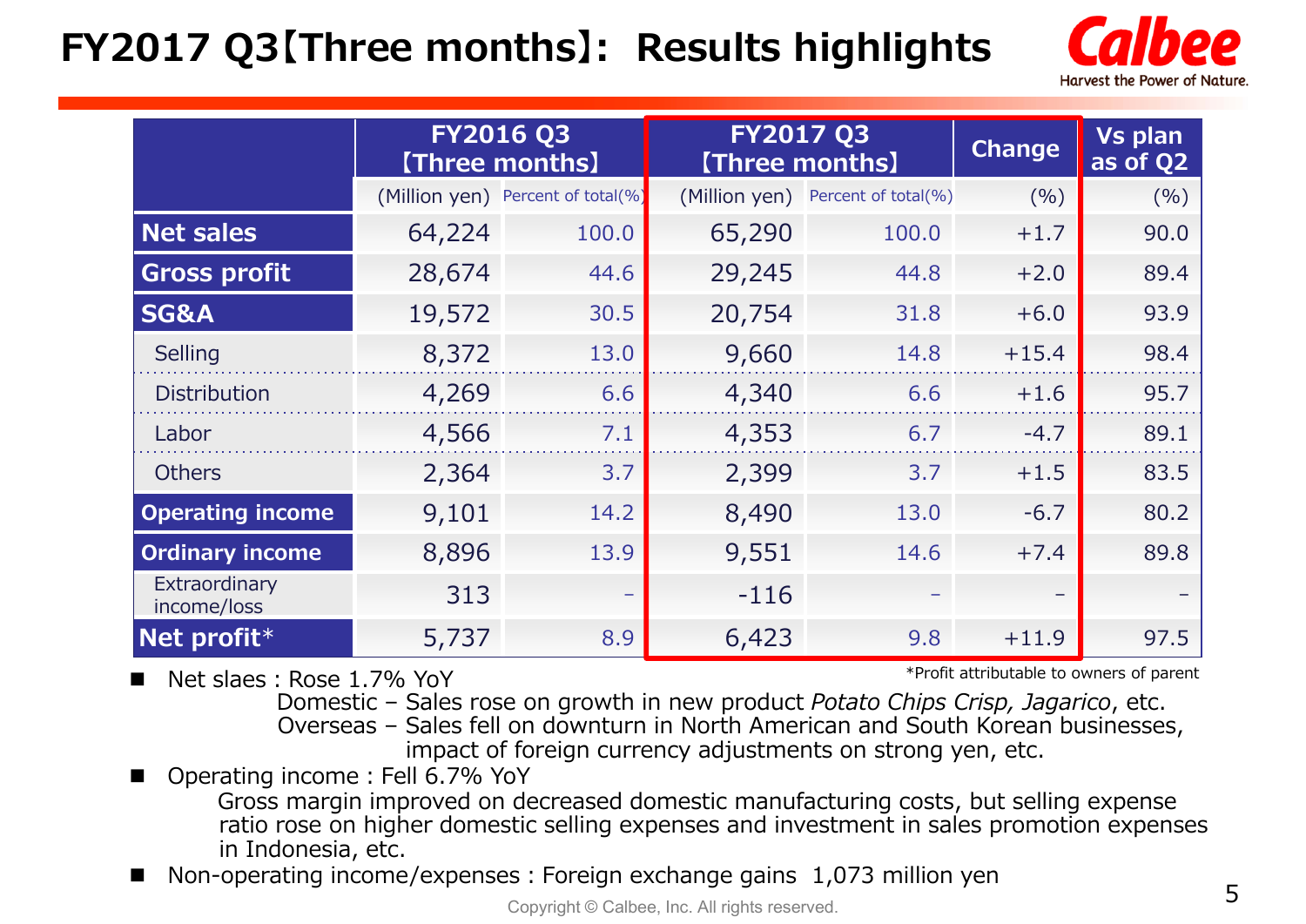# FY2017 Q3【Three months】: Results highlights

| | FY2016 Q3【Three months】 | | FY2017 Q3【Three months】 | | Change | Vs plan as of Q2 |
|---|---|---|---|---|---|---|
| | (Million yen) | Percent of total(%) | (Million yen) | Percent of total(%) | (%) | (%) |
| **Net sales** | 64,224 | 100.0 | 65,290 | 100.0 | +1.7 | 90.0 |
| **Gross profit** | 28,674 | 44.6 | 29,245 | 44.8 | +2.0 | 89.4 |
| **SG&A** | 19,572 | 30.5 | 20,754 | 31.8 | +6.0 | 93.9 |
| Selling | 8,372 | 13.0 | 9,660 | 14.8 | +15.4 | 98.4 |
| Distribution | 4,269 | 6.6 | 4,340 | 6.6 | +1.6 | 95.7 |
| Labor | 4,566 | 7.1 | 4,353 | 6.7 | -4.7 | 89.1 |
| Others | 2,364 | 3.7 | 2,399 | 3.7 | +1.5 | 83.5 |
| **Operating income** | 9,101 | 14.2 | 8,490 | 13.0 | -6.7 | 80.2 |
| **Ordinary income** | 8,896 | 13.9 | 9,551 | 14.6 | +7.4 | 89.8 |
| Extraordinary income/loss | 313 | – | -116 | – | – | – |
| **Net profit*** | 5,737 | 8.9 | 6,423 | 9.8 | +11.9 | 97.5 |

*Profit attributable to owners of parent

- Net slaes : Rose 1.7% YoY
  - Domestic – Sales rose on growth in new product *Potato Chips Crisp, Jagarico*, etc.
  - Overseas – Sales fell on downturn in North American and South Korean businesses, impact of foreign currency adjustments on strong yen, etc.
- Operating income : Fell 6.7% YoY
  - Gross margin improved on decreased domestic manufacturing costs, but selling expense ratio rose on higher domestic selling expenses and investment in sales promotion expenses in Indonesia, etc.
- Non-operating income/expenses : Foreign exchange gains 1,073 million yen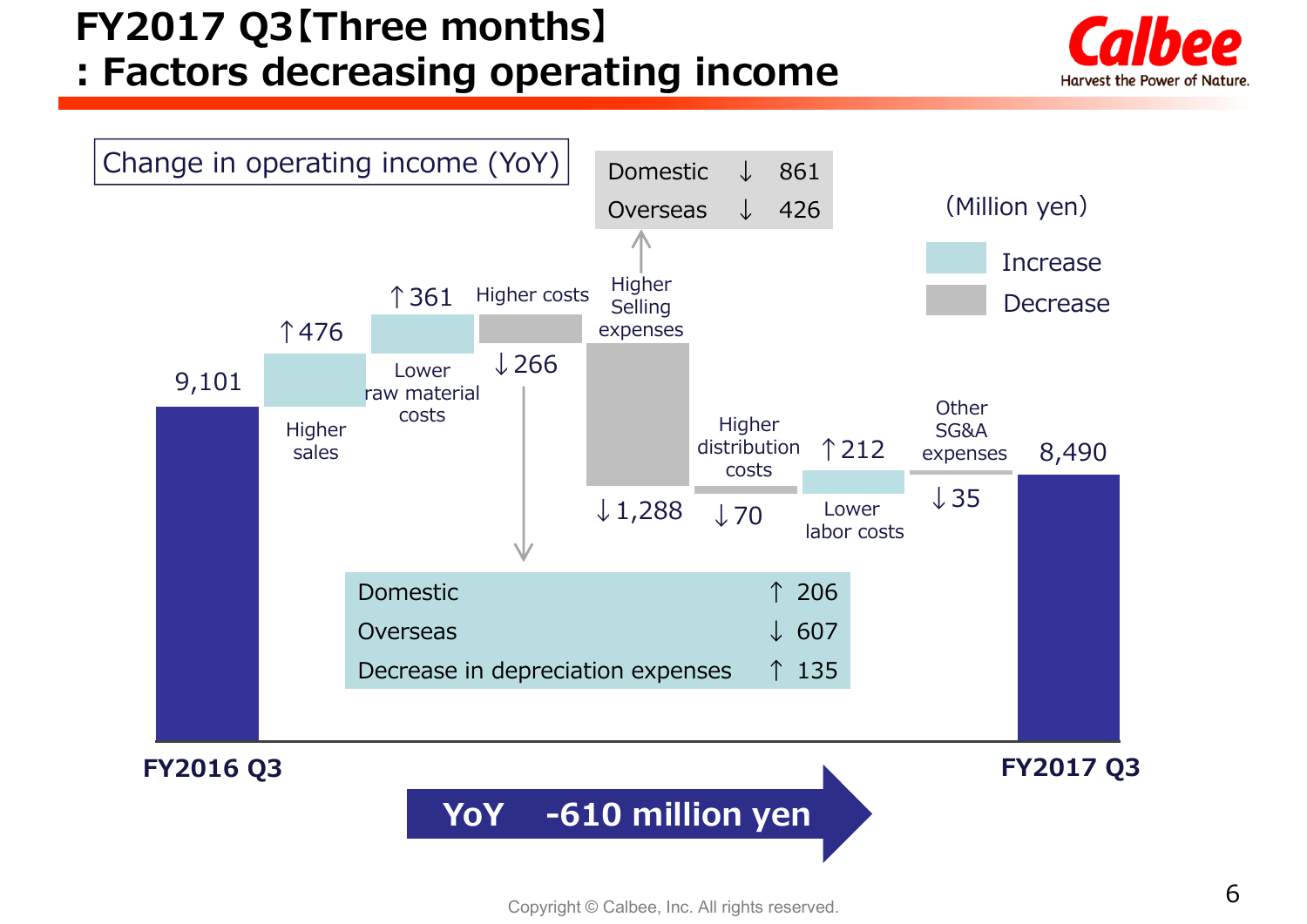# FY2017 Q3【Three months】: Factors decreasing operating income

Change in operating income (YoY)

(Million yen)

Increase / Decrease

| Item | Change |
| --- | --- |
| FY2016 Q3 | 9,101 |
| Higher sales | ↑476 |
| Lower raw material costs | ↑361 |
| Higher costs | ↓266 |
| Higher Selling expenses | ↓1,288 |
| Higher distribution costs | ↓70 |
| Lower labor costs | ↑212 |
| Other SG&A expenses | ↓35 |
| FY2017 Q3 | 8,490 |

Higher Selling expenses breakdown:

| | | |
| --- | --- | --- |
| Domestic | ↓ | 861 |
| Overseas | ↓ | 426 |

Higher costs breakdown:

| | | |
| --- | --- | --- |
| Domestic | ↑ | 206 |
| Overseas | ↓ | 607 |
| Decrease in depreciation expenses | ↑ | 135 |

**YoY -610 million yen**

Copyright © Calbee, Inc. All rights reserved.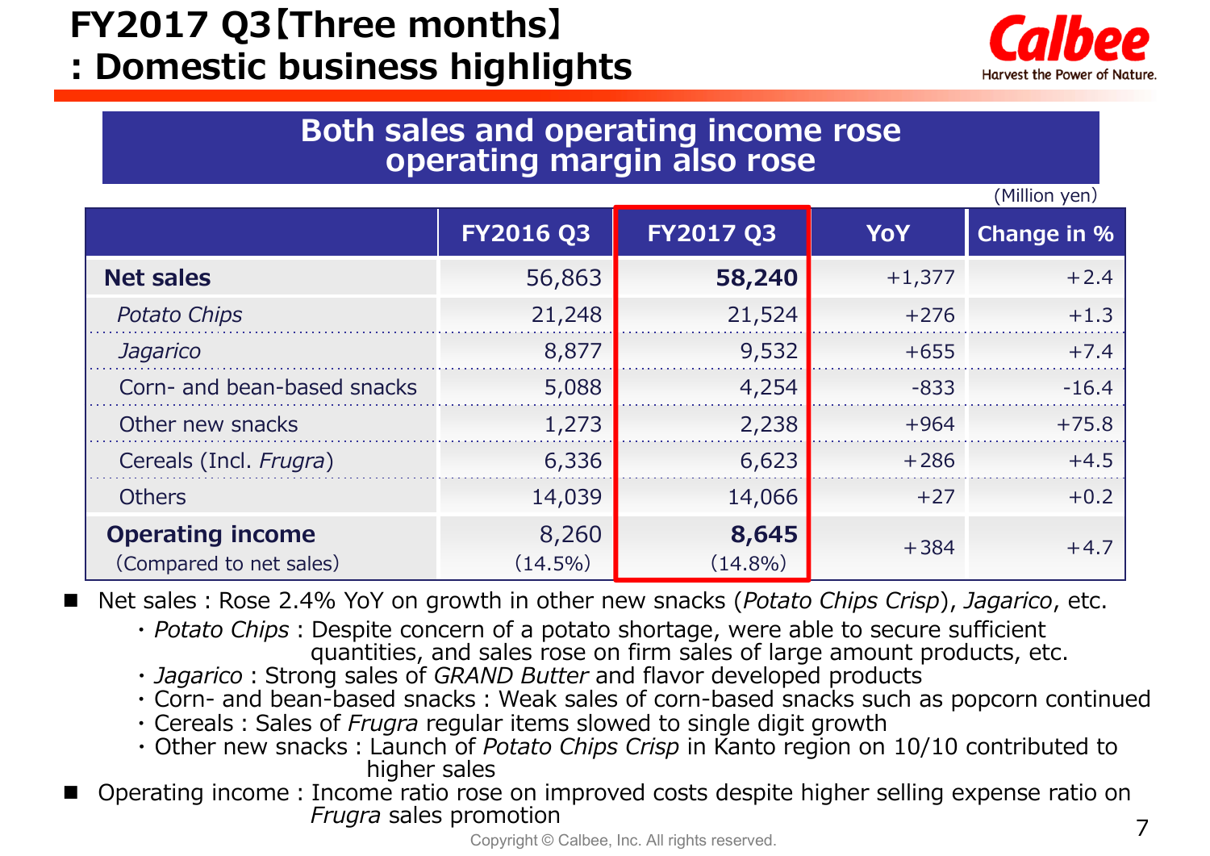# FY2017 Q3【Three months】: Domestic business highlights

**Both sales and operating income rose operating margin also rose**

(Million yen)

| | FY2016 Q3 | FY2017 Q3 | YoY | Change in % |
|---|---|---|---|---|
| **Net sales** | 56,863 | **58,240** | +1,377 | +2.4 |
| *Potato Chips* | 21,248 | 21,524 | +276 | +1.3 |
| *Jagarico* | 8,877 | 9,532 | +655 | +7.4 |
| Corn- and bean-based snacks | 5,088 | 4,254 | -833 | -16.4 |
| Other new snacks | 1,273 | 2,238 | +964 | +75.8 |
| Cereals (Incl. *Frugra*) | 6,336 | 6,623 | +286 | +4.5 |
| Others | 14,039 | 14,066 | +27 | +0.2 |
| **Operating income** (Compared to net sales) | 8,260 (14.5%) | **8,645** (14.8%) | +384 | +4.7 |

- Net sales : Rose 2.4% YoY on growth in other new snacks (*Potato Chips Crisp*), *Jagarico*, etc.
  - *Potato Chips* : Despite concern of a potato shortage, were able to secure sufficient quantities, and sales rose on firm sales of large amount products, etc.
  - *Jagarico* : Strong sales of *GRAND Butter* and flavor developed products
  - Corn- and bean-based snacks : Weak sales of corn-based snacks such as popcorn continued
  - Cereals : Sales of *Frugra* regular items slowed to single digit growth
  - Other new snacks : Launch of *Potato Chips Crisp* in Kanto region on 10/10 contributed to higher sales
- Operating income : Income ratio rose on improved costs despite higher selling expense ratio on *Frugra* sales promotion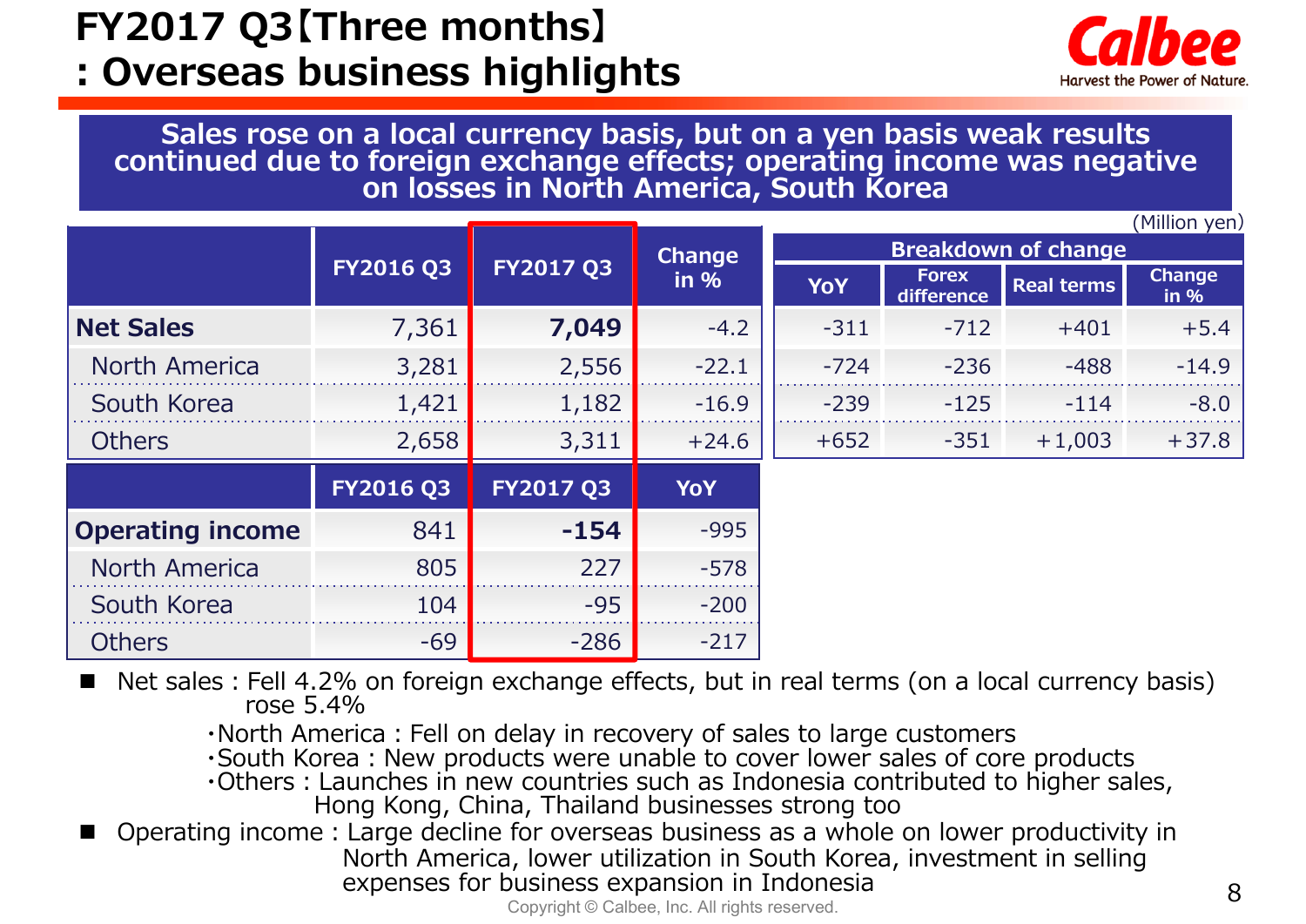# FY2017 Q3【Three months】: Overseas business highlights

**Sales rose on a local currency basis, but on a yen basis weak results continued due to foreign exchange effects; operating income was negative on losses in North America, South Korea**

(Million yen)

| | FY2016 Q3 | FY2017 Q3 | Change in % | Breakdown of change | | | |
|---|---|---|---|---|---|---|---|
| | | | | YoY | Forex difference | Real terms | Change in % |
| **Net Sales** | 7,361 | **7,049** | -4.2 | -311 | -712 | +401 | +5.4 |
| North America | 3,281 | 2,556 | -22.1 | -724 | -236 | -488 | -14.9 |
| South Korea | 1,421 | 1,182 | -16.9 | -239 | -125 | -114 | -8.0 |
| Others | 2,658 | 3,311 | +24.6 | +652 | -351 | +1,003 | +37.8 |

| | FY2016 Q3 | FY2017 Q3 | YoY |
|---|---|---|---|
| **Operating income** | 841 | **-154** | -995 |
| North America | 805 | 227 | -578 |
| South Korea | 104 | -95 | -200 |
| Others | -69 | -286 | -217 |

- Net sales : Fell 4.2% on foreign exchange effects, but in real terms (on a local currency basis) rose 5.4%
  - ・North America : Fell on delay in recovery of sales to large customers
  - ・South Korea : New products were unable to cover lower sales of core products
  - ・Others : Launches in new countries such as Indonesia contributed to higher sales, Hong Kong, China, Thailand businesses strong too
- Operating income : Large decline for overseas business as a whole on lower productivity in North America, lower utilization in South Korea, investment in selling expenses for business expansion in Indonesia

Copyright © Calbee, Inc. All rights reserved.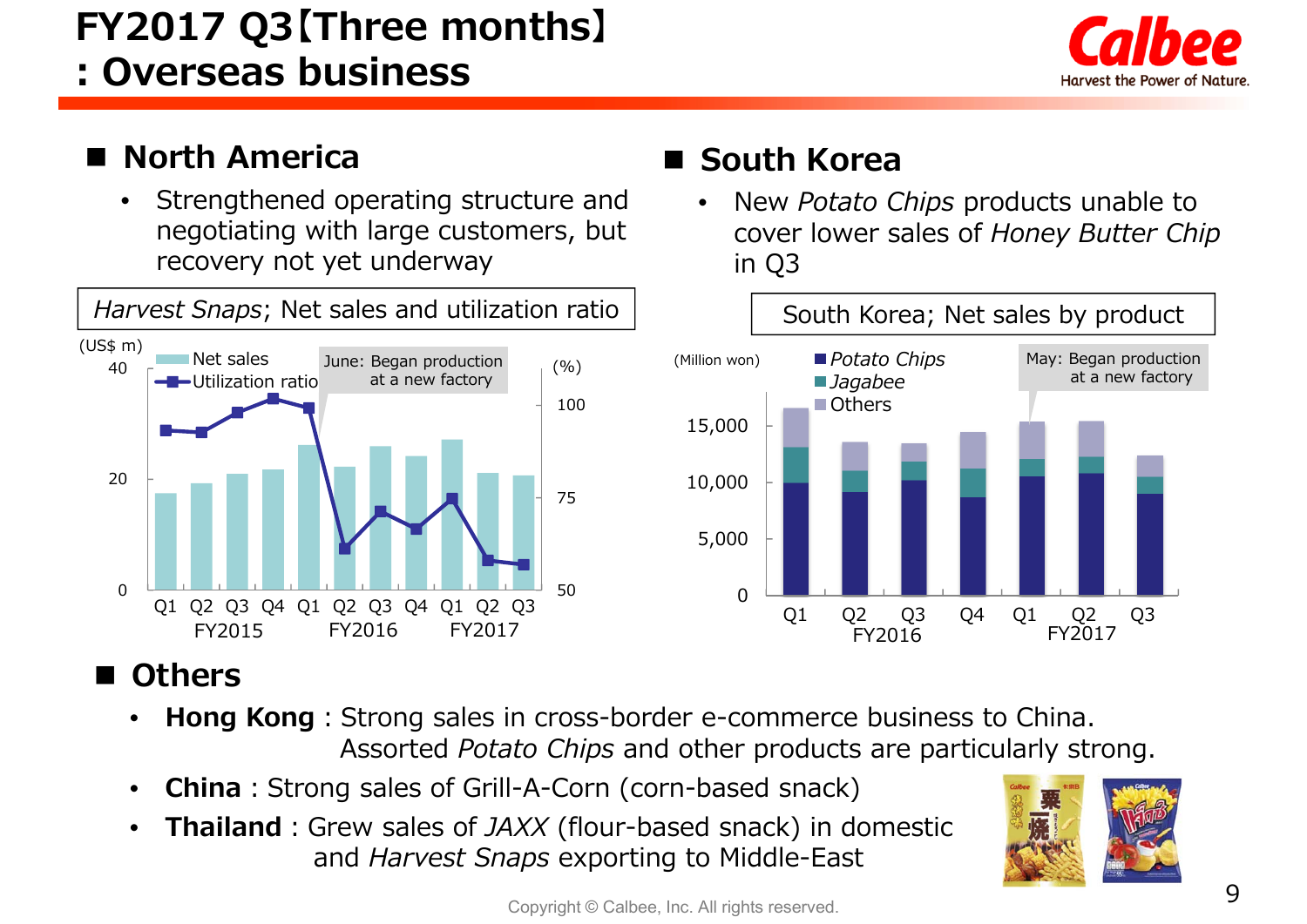# FY2017 Q3【Three months】: Overseas business

## North America

- Strengthened operating structure and negotiating with large customers, but recovery not yet underway

*Harvest Snaps*; Net sales and utilization ratio

(US$ m) / (%)

- Net sales
- Utilization ratio

June: Began production at a new factory

Q1 Q2 Q3 Q4 FY2015 · Q1 Q2 Q3 Q4 FY2016 · Q1 Q2 Q3 FY2017

## South Korea

- New *Potato Chips* products unable to cover lower sales of *Honey Butter Chip* in Q3

South Korea; Net sales by product

(Million won)

- *Potato Chips*
- *Jagabee*
- Others

May: Began production at a new factory

Q1 Q2 Q3 Q4 FY2016 · Q1 Q2 Q3 FY2017

## Others

- **Hong Kong** : Strong sales in cross-border e-commerce business to China. Assorted *Potato Chips* and other products are particularly strong.
- **China** : Strong sales of Grill-A-Corn (corn-based snack)
- **Thailand** : Grew sales of *JAXX* (flour-based snack) in domestic and *Harvest Snaps* exporting to Middle-East

Copyright © Calbee, Inc. All rights reserved.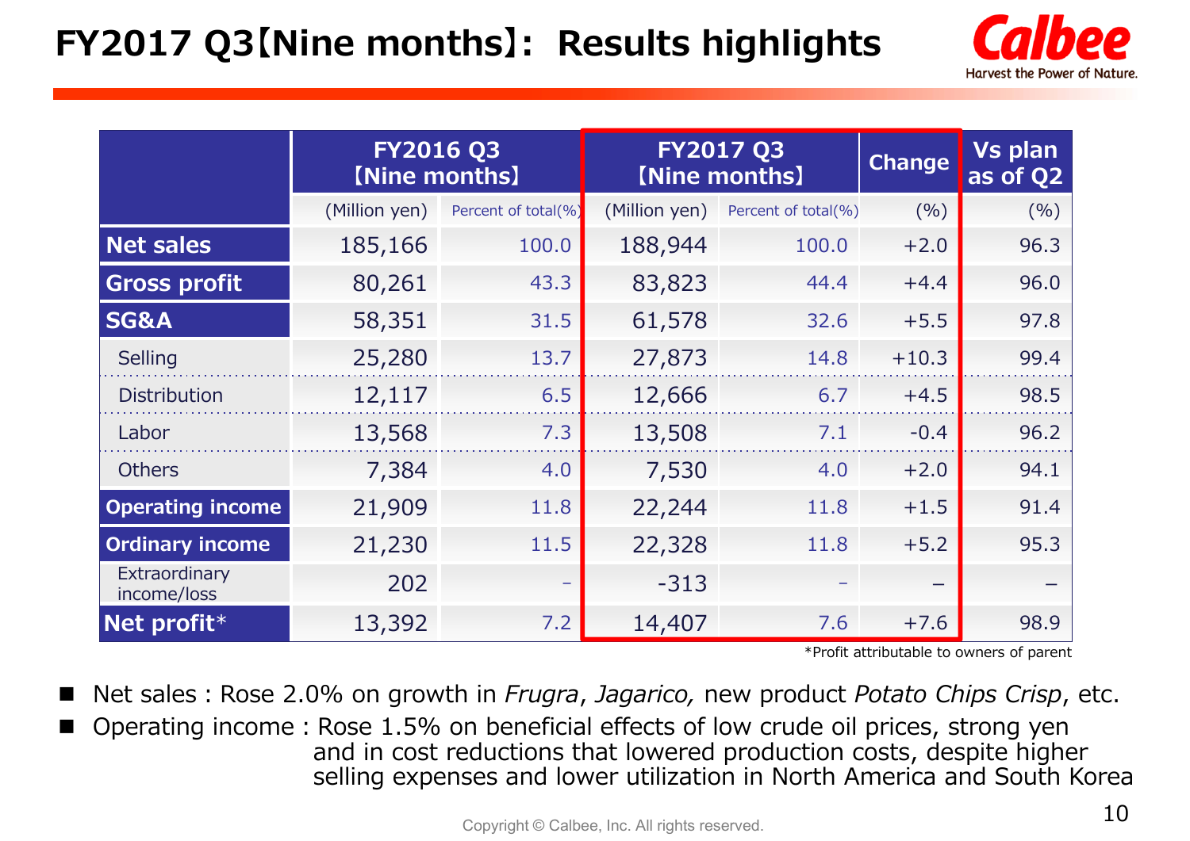# FY2017 Q3【Nine months】: Results highlights

| | FY2016 Q3 【Nine months】 | | FY2017 Q3 【Nine months】 | | Change | Vs plan as of Q2 |
|---|---|---|---|---|---|---|
| | (Million yen) | Percent of total(%) | (Million yen) | Percent of total(%) | (%) | (%) |
| **Net sales** | 185,166 | 100.0 | 188,944 | 100.0 | +2.0 | 96.3 |
| **Gross profit** | 80,261 | 43.3 | 83,823 | 44.4 | +4.4 | 96.0 |
| **SG&A** | 58,351 | 31.5 | 61,578 | 32.6 | +5.5 | 97.8 |
| Selling | 25,280 | 13.7 | 27,873 | 14.8 | +10.3 | 99.4 |
| Distribution | 12,117 | 6.5 | 12,666 | 6.7 | +4.5 | 98.5 |
| Labor | 13,568 | 7.3 | 13,508 | 7.1 | -0.4 | 96.2 |
| Others | 7,384 | 4.0 | 7,530 | 4.0 | +2.0 | 94.1 |
| **Operating income** | 21,909 | 11.8 | 22,244 | 11.8 | +1.5 | 91.4 |
| **Ordinary income** | 21,230 | 11.5 | 22,328 | 11.8 | +5.2 | 95.3 |
| Extraordinary income/loss | 202 | – | -313 | – | – | – |
| **Net profit*** | 13,392 | 7.2 | 14,407 | 7.6 | +7.6 | 98.9 |

*Profit attributable to owners of parent

- Net sales : Rose 2.0% on growth in *Frugra*, *Jagarico,* new product *Potato Chips Crisp*, etc.
- Operating income : Rose 1.5% on beneficial effects of low crude oil prices, strong yen and in cost reductions that lowered production costs, despite higher selling expenses and lower utilization in North America and South Korea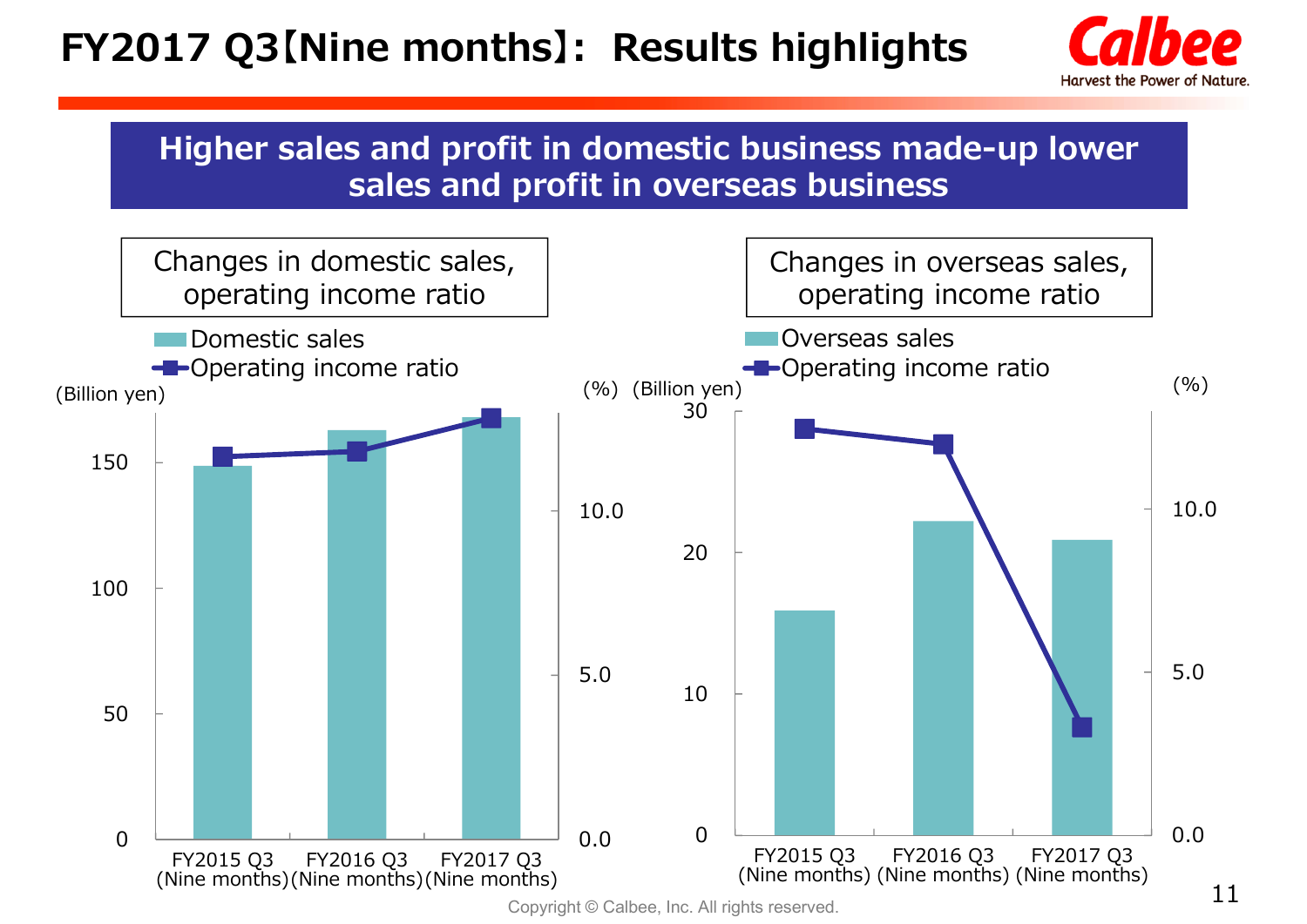# FY2017 Q3【Nine months】: Results highlights

**Higher sales and profit in domestic business made-up lower sales and profit in overseas business**

Changes in domestic sales, operating income ratio

- Domestic sales
- Operating income ratio

(Billion yen) (%)

FY2015 Q3 (Nine months) | FY2016 Q3 (Nine months) | FY2017 Q3 (Nine months)

Changes in overseas sales, operating income ratio

- Overseas sales
- Operating income ratio

(Billion yen) (%)

FY2015 Q3 (Nine months) | FY2016 Q3 (Nine months) | FY2017 Q3 (Nine months)

Copyright © Calbee, Inc. All rights reserved.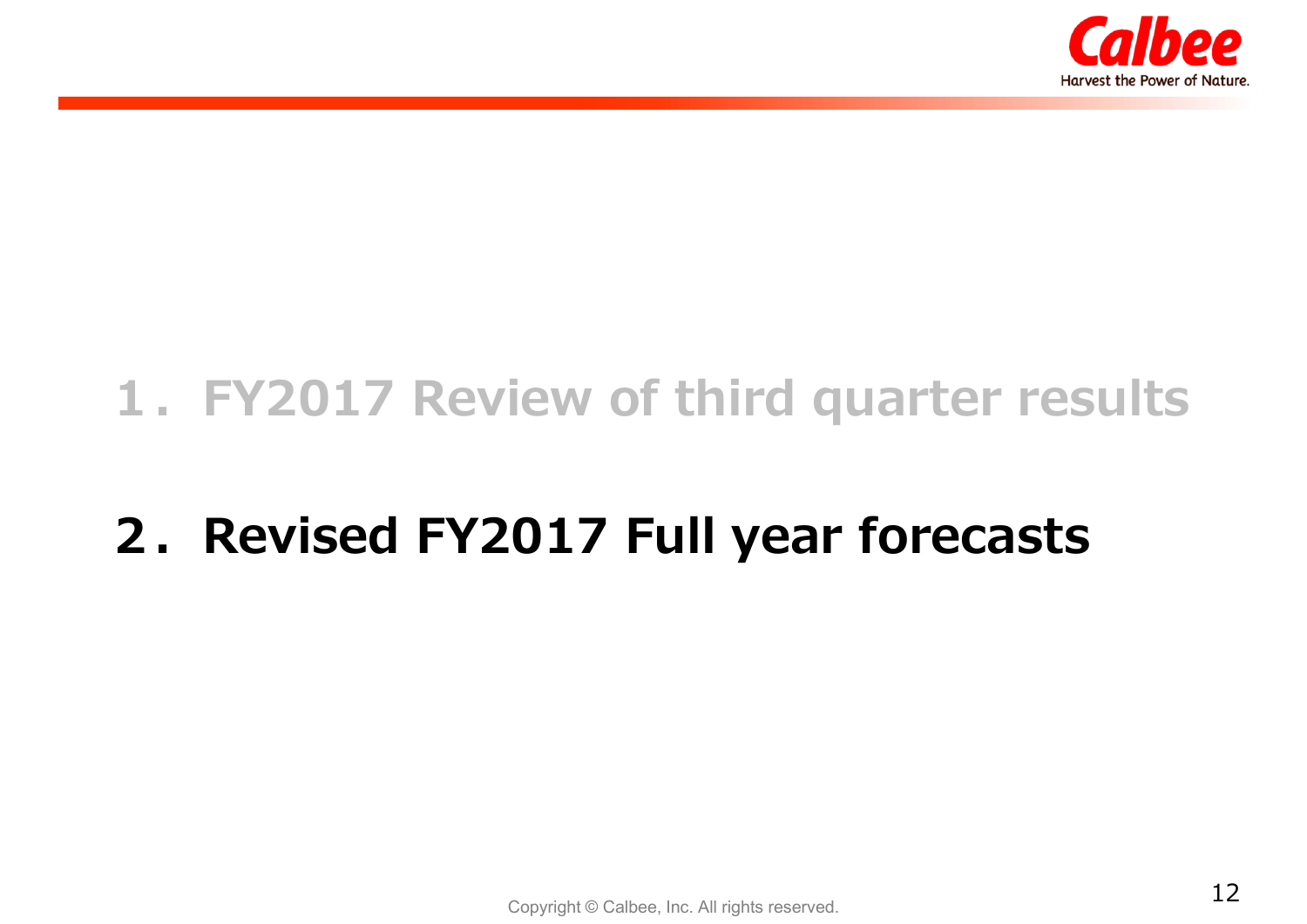1． FY2017 Review of third quarter results

## 2． Revised FY2017 Full year forecasts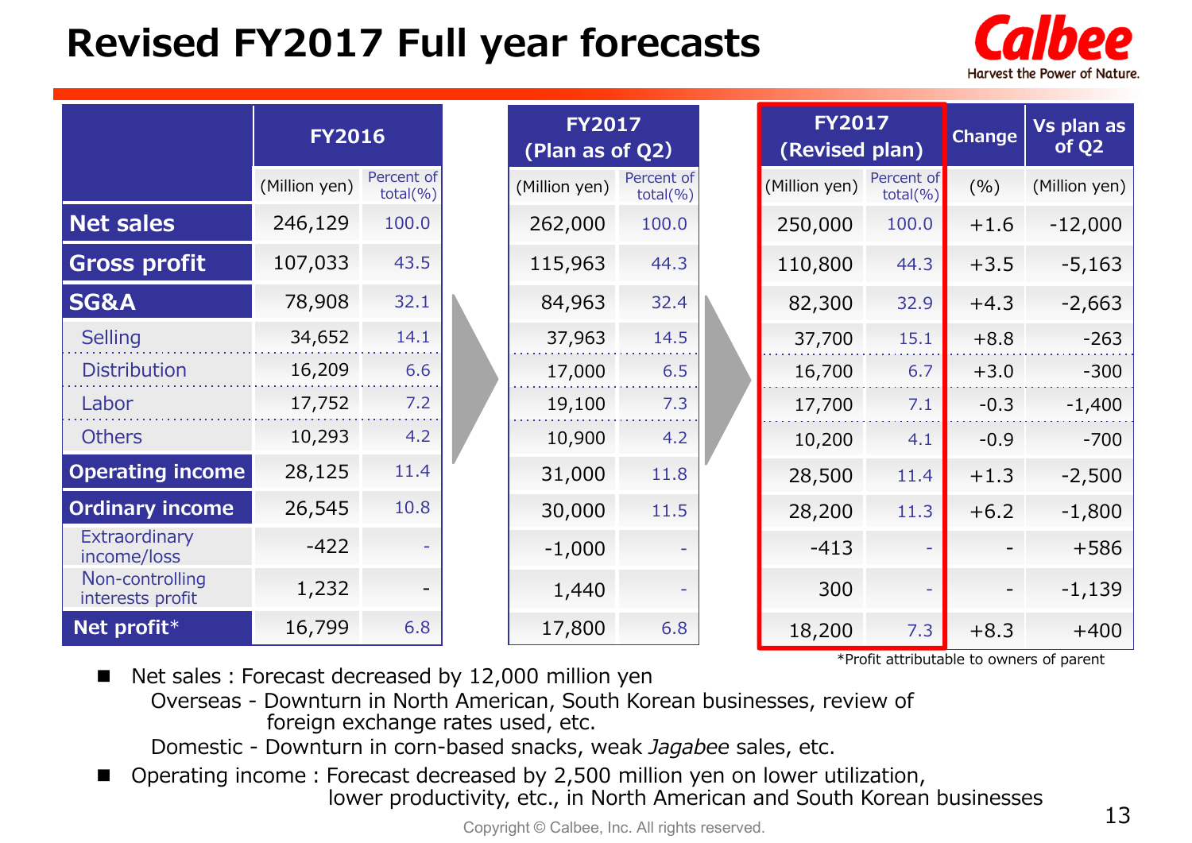# Revised FY2017 Full year forecasts

| | FY2016 | | FY2017 (Plan as of Q2) | | FY2017 (Revised plan) | | Change | Vs plan as of Q2 |
|---|---|---|---|---|---|---|---|---|
| | (Million yen) | Percent of total(%) | (Million yen) | Percent of total(%) | (Million yen) | Percent of total(%) | (%) | (Million yen) |
| **Net sales** | 246,129 | 100.0 | 262,000 | 100.0 | 250,000 | 100.0 | +1.6 | -12,000 |
| **Gross profit** | 107,033 | 43.5 | 115,963 | 44.3 | 110,800 | 44.3 | +3.5 | -5,163 |
| **SG&A** | 78,908 | 32.1 | 84,963 | 32.4 | 82,300 | 32.9 | +4.3 | -2,663 |
| Selling | 34,652 | 14.1 | 37,963 | 14.5 | 37,700 | 15.1 | +8.8 | -263 |
| Distribution | 16,209 | 6.6 | 17,000 | 6.5 | 16,700 | 6.7 | +3.0 | -300 |
| Labor | 17,752 | 7.2 | 19,100 | 7.3 | 17,700 | 7.1 | -0.3 | -1,400 |
| Others | 10,293 | 4.2 | 10,900 | 4.2 | 10,200 | 4.1 | -0.9 | -700 |
| **Operating income** | 28,125 | 11.4 | 31,000 | 11.8 | 28,500 | 11.4 | +1.3 | -2,500 |
| **Ordinary income** | 26,545 | 10.8 | 30,000 | 11.5 | 28,200 | 11.3 | +6.2 | -1,800 |
| Extraordinary income/loss | -422 | - | -1,000 | - | -413 | - | - | +586 |
| Non-controlling interests profit | 1,232 | - | 1,440 | - | 300 | - | - | -1,139 |
| **Net profit*** | 16,799 | 6.8 | 17,800 | 6.8 | 18,200 | 7.3 | +8.3 | +400 |

*Profit attributable to owners of parent

- Net sales : Forecast decreased by 12,000 million yen
  - Overseas - Downturn in North American, South Korean businesses, review of foreign exchange rates used, etc.
  - Domestic - Downturn in corn-based snacks, weak *Jagabee* sales, etc.
- Operating income : Forecast decreased by 2,500 million yen on lower utilization, lower productivity, etc., in North American and South Korean businesses

Copyright © Calbee, Inc. All rights reserved.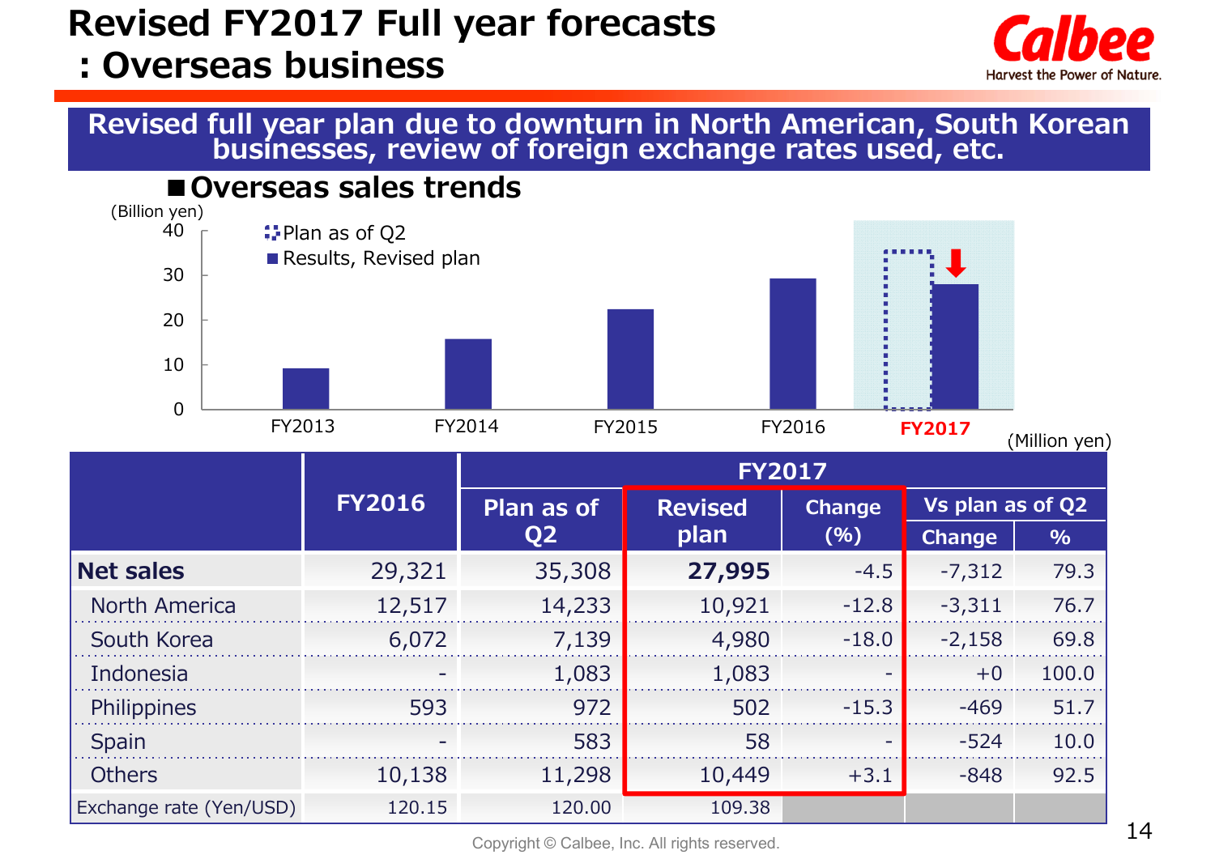# Revised FY2017 Full year forecasts : Overseas business

**Revised full year plan due to downturn in North American, South Korean businesses, review of foreign exchange rates used, etc.**

## ■Overseas sales trends

(Billion yen)

Plan as of Q2
Results, Revised plan

FY2013, FY2014, FY2015, FY2016, FY2017

(Million yen)

| | FY2016 | FY2017 | | | | |
|---|---|---|---|---|---|---|
| | | Plan as of Q2 | Revised plan | Change (%) | Vs plan as of Q2 | |
| | | | | | Change | % |
| **Net sales** | 29,321 | 35,308 | **27,995** | -4.5 | -7,312 | 79.3 |
| North America | 12,517 | 14,233 | 10,921 | -12.8 | -3,311 | 76.7 |
| South Korea | 6,072 | 7,139 | 4,980 | -18.0 | -2,158 | 69.8 |
| Indonesia | - | 1,083 | 1,083 | - | +0 | 100.0 |
| Philippines | 593 | 972 | 502 | -15.3 | -469 | 51.7 |
| Spain | - | 583 | 58 | - | -524 | 10.0 |
| Others | 10,138 | 11,298 | 10,449 | +3.1 | -848 | 92.5 |
| Exchange rate (Yen/USD) | 120.15 | 120.00 | 109.38 | | | |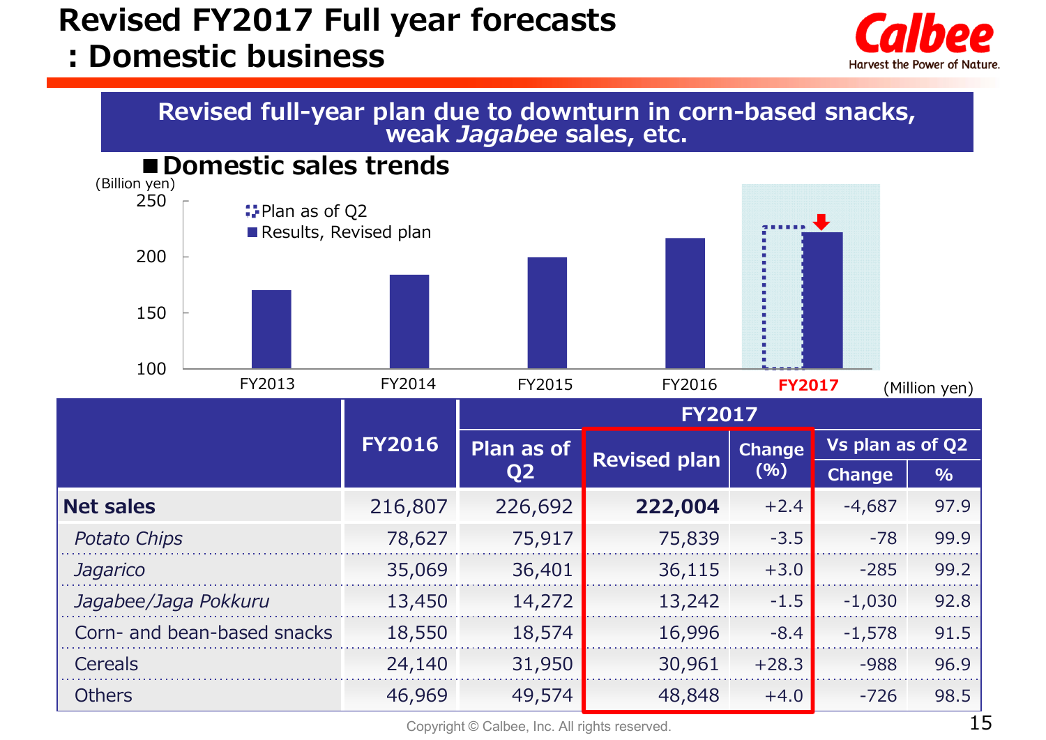# Revised FY2017 Full year forecasts : Domestic business

**Revised full-year plan due to downturn in corn-based snacks, weak *Jagabee* sales, etc.**

## ■Domestic sales trends

(Billion yen)

Plan as of Q2
Results, Revised plan

250
200
150
100

FY2013 FY2014 FY2015 FY2016 FY2017

(Million yen)

| | FY2016 | FY2017 | | | | |
|---|---|---|---|---|---|---|
| | | Plan as of Q2 | Revised plan | Change (%) | Vs plan as of Q2 | |
| | | | | | Change | % |
| **Net sales** | 216,807 | 226,692 | **222,004** | +2.4 | -4,687 | 97.9 |
| *Potato Chips* | 78,627 | 75,917 | 75,839 | -3.5 | -78 | 99.9 |
| *Jagarico* | 35,069 | 36,401 | 36,115 | +3.0 | -285 | 99.2 |
| *Jagabee/Jaga Pokkuru* | 13,450 | 14,272 | 13,242 | -1.5 | -1,030 | 92.8 |
| Corn- and bean-based snacks | 18,550 | 18,574 | 16,996 | -8.4 | -1,578 | 91.5 |
| Cereals | 24,140 | 31,950 | 30,961 | +28.3 | -988 | 96.9 |
| Others | 46,969 | 49,574 | 48,848 | +4.0 | -726 | 98.5 |

Copyright © Calbee, Inc. All rights reserved.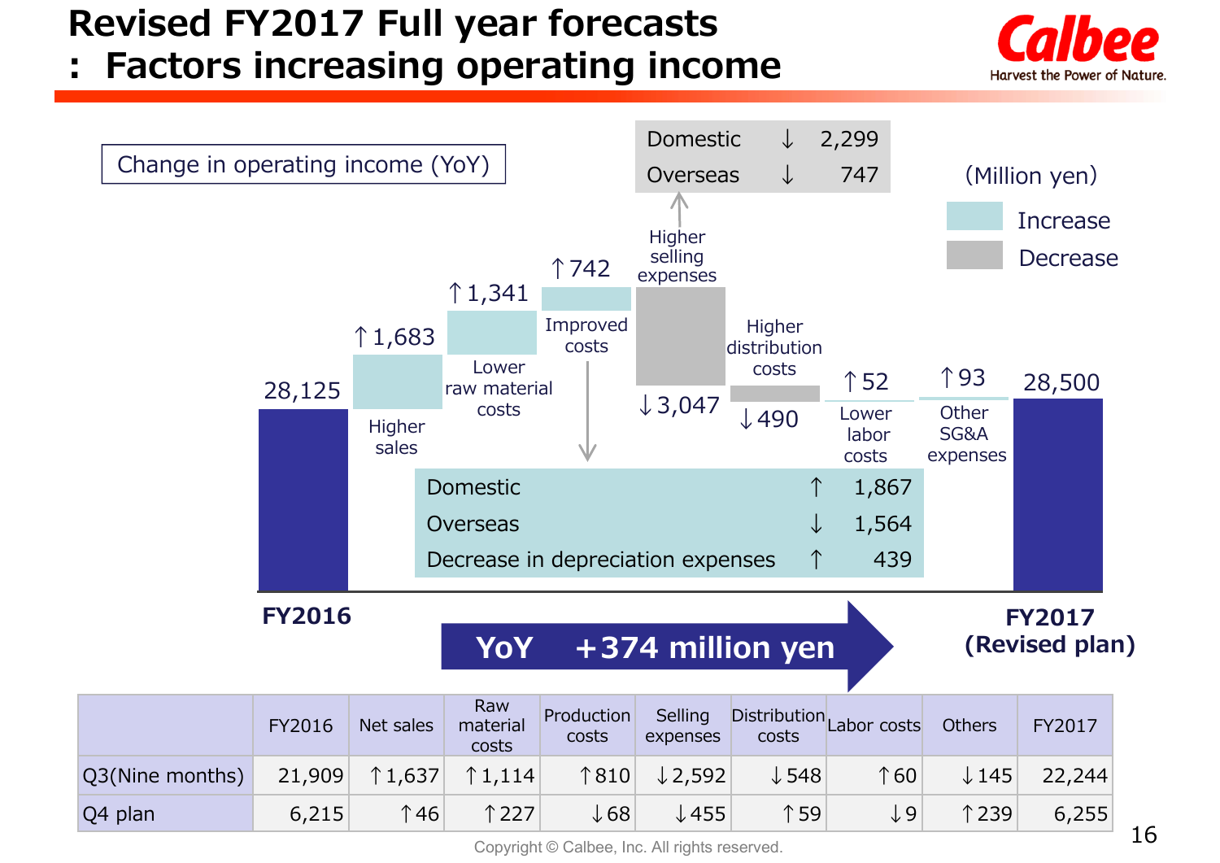# Revised FY2017 Full year forecasts : Factors increasing operating income

Change in operating income (YoY)

(Million yen)

Increase / Decrease

| | Value |
|---|---|
| FY2016 | 28,125 |
| Higher sales | ↑1,683 |
| Lower raw material costs | ↑1,341 |
| Improved costs | ↑742 |
| Higher selling expenses | ↓3,047 |
| Higher distribution costs | ↓490 |
| Lower labor costs | ↑52 |
| Other SG&A expenses | ↑93 |
| FY2017 (Revised plan) | 28,500 |

Higher selling expenses:

| | | |
|---|---|---|
| Domestic | ↓ | 2,299 |
| Overseas | ↓ | 747 |

Improved costs:

| | | |
|---|---|---|
| Domestic | ↑ | 1,867 |
| Overseas | ↓ | 1,564 |
| Decrease in depreciation expenses | ↑ | 439 |

**YoY +374 million yen**

| | FY2016 | Net sales | Raw material costs | Production costs | Selling expenses | Distribution costs | Labor costs | Others | FY2017 |
|---|---|---|---|---|---|---|---|---|---|
| Q3(Nine months) | 21,909 | ↑1,637 | ↑1,114 | ↑810 | ↓2,592 | ↓548 | ↑60 | ↓145 | 22,244 |
| Q4 plan | 6,215 | ↑46 | ↑227 | ↓68 | ↓455 | ↑59 | ↓9 | ↑239 | 6,255 |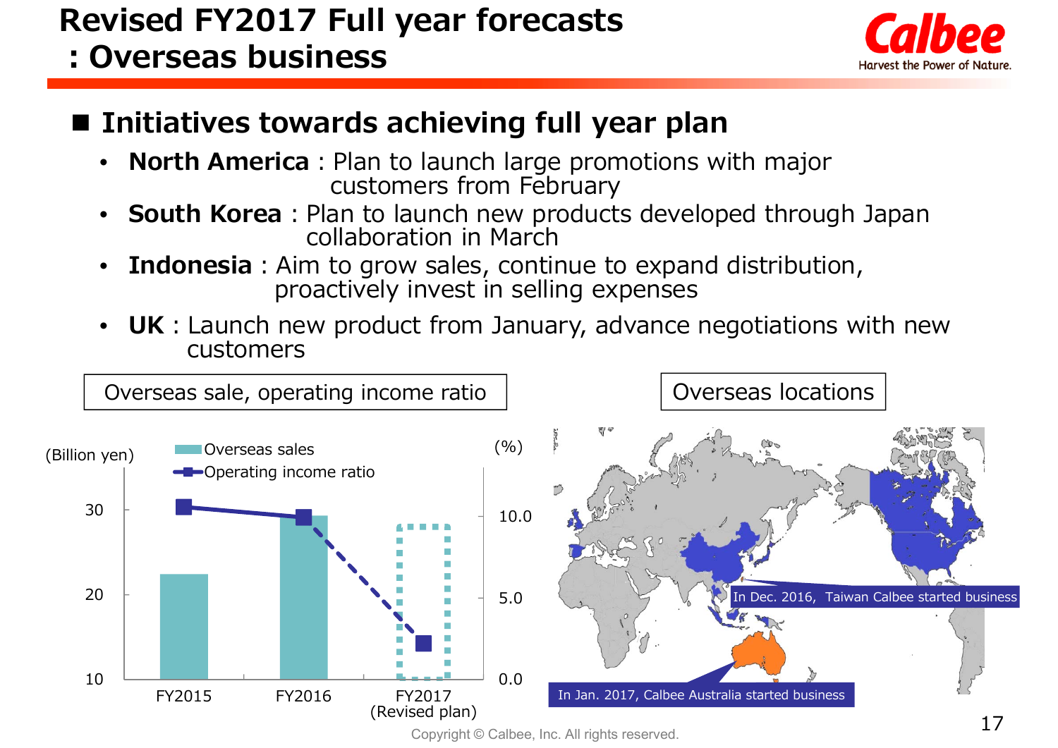# Revised FY2017 Full year forecasts : Overseas business

## Initiatives towards achieving full year plan

- **North America** : Plan to launch large promotions with major customers from February
- **South Korea** : Plan to launch new products developed through Japan collaboration in March
- **Indonesia** : Aim to grow sales, continue to expand distribution, proactively invest in selling expenses
- **UK** : Launch new product from January, advance negotiations with new customers

Overseas sale, operating income ratio

(Billion yen)

- Overseas sales
- Operating income ratio

(%)

FY2015 | FY2016 | FY2017 (Revised plan)

Overseas locations

In Dec. 2016, Taiwan Calbee started business

In Jan. 2017, Calbee Australia started business

Copyright © Calbee, Inc. All rights reserved.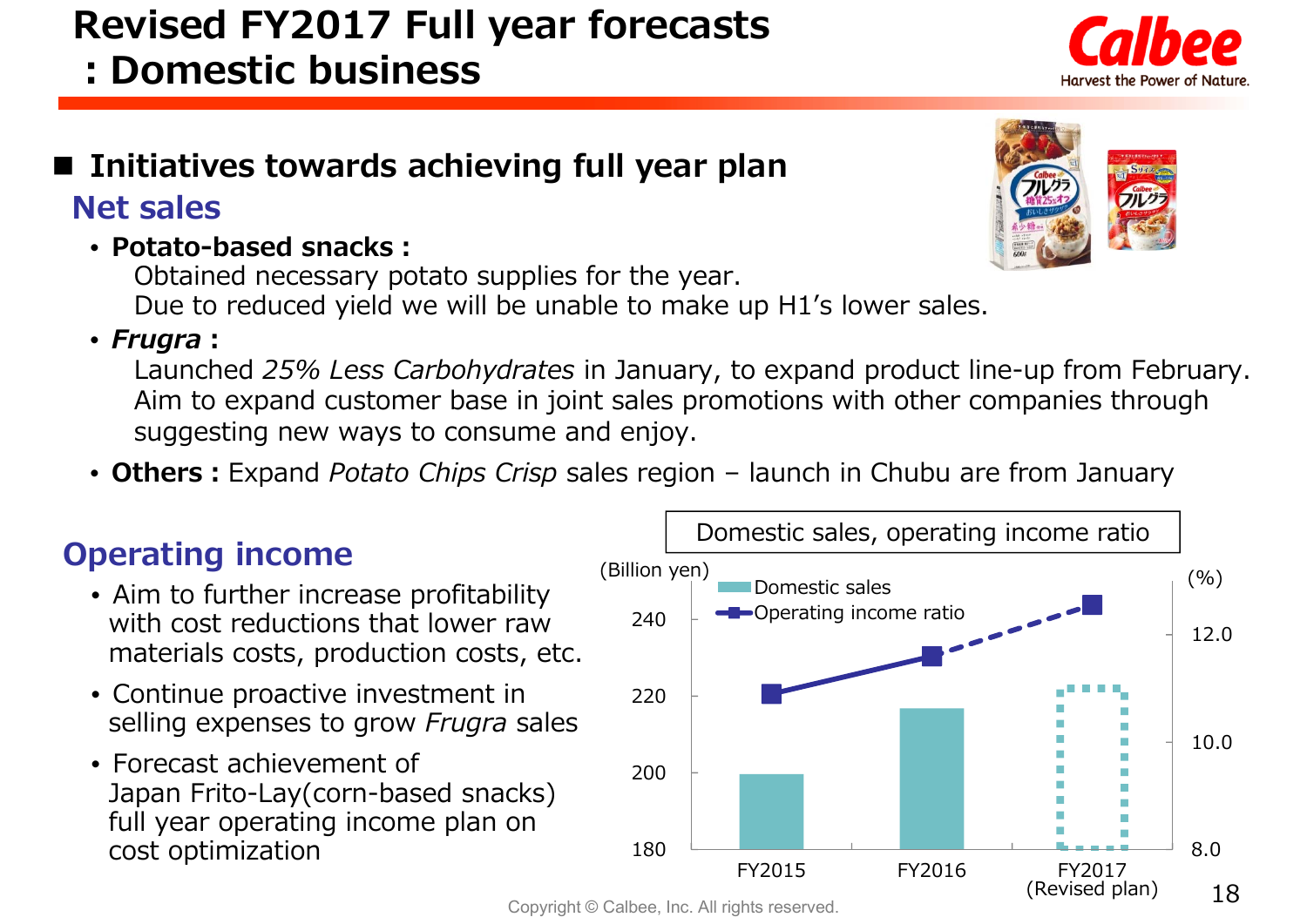# Revised FY2017 Full year forecasts : Domestic business

## Initiatives towards achieving full year plan

### Net sales

- **Potato-based snacks :**
  Obtained necessary potato supplies for the year.
  Due to reduced yield we will be unable to make up H1's lower sales.
- ***Frugra* :**
  Launched *25% Less Carbohydrates* in January, to expand product line-up from February.
  Aim to expand customer base in joint sales promotions with other companies through suggesting new ways to consume and enjoy.
- **Others :** Expand *Potato Chips Crisp* sales region – launch in Chubu are from January

### Operating income

- Aim to further increase profitability with cost reductions that lower raw materials costs, production costs, etc.
- Continue proactive investment in selling expenses to grow *Frugra* sales
- Forecast achievement of Japan Frito-Lay(corn-based snacks) full year operating income plan on cost optimization

**Domestic sales, operating income ratio**

(Billion yen) / (%)

Legend: Domestic sales; Operating income ratio

Left axis: 180, 200, 220, 240 | Right axis: 8.0, 10.0, 12.0

Categories: FY2015, FY2016, FY2017 (Revised plan)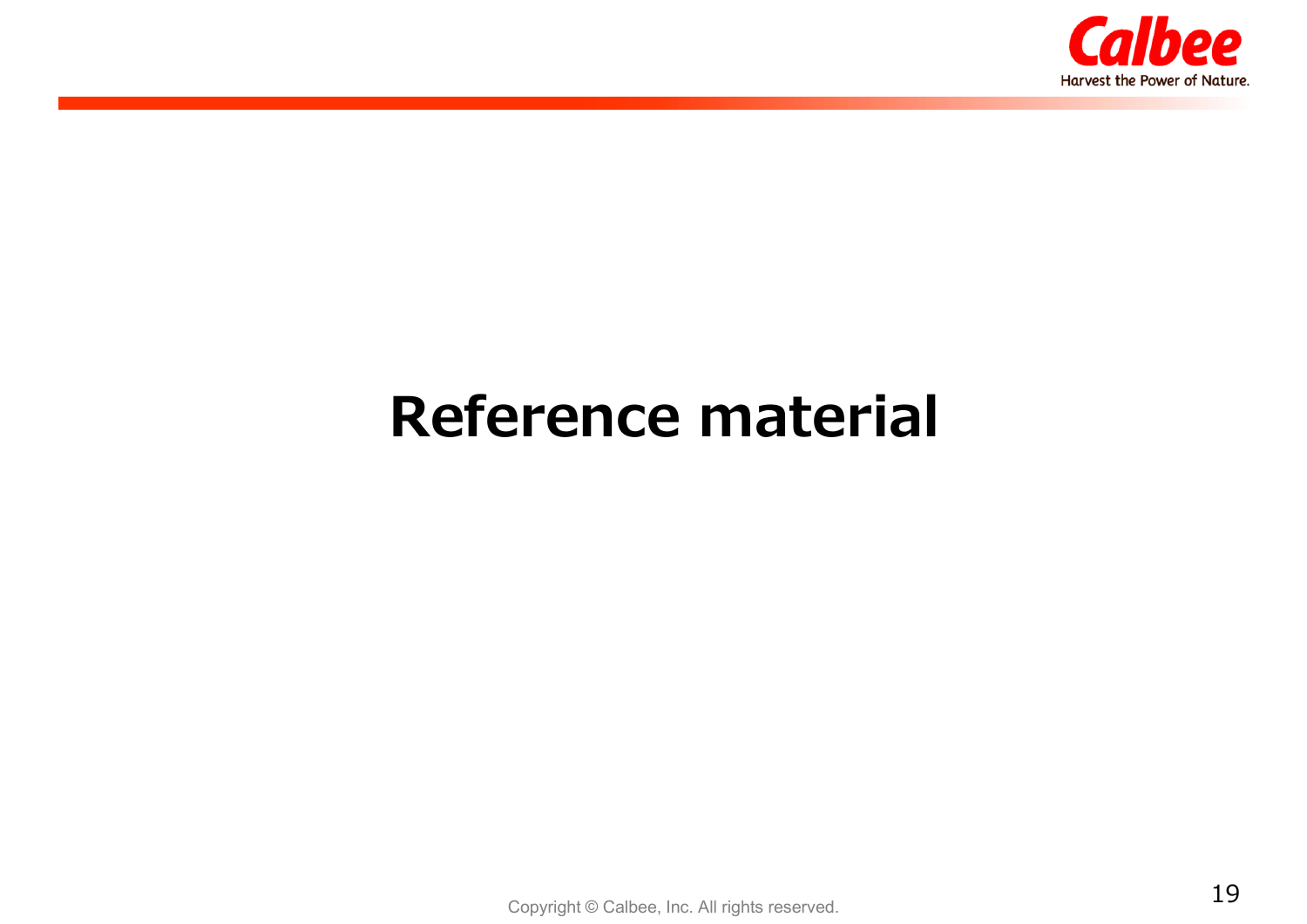# Reference material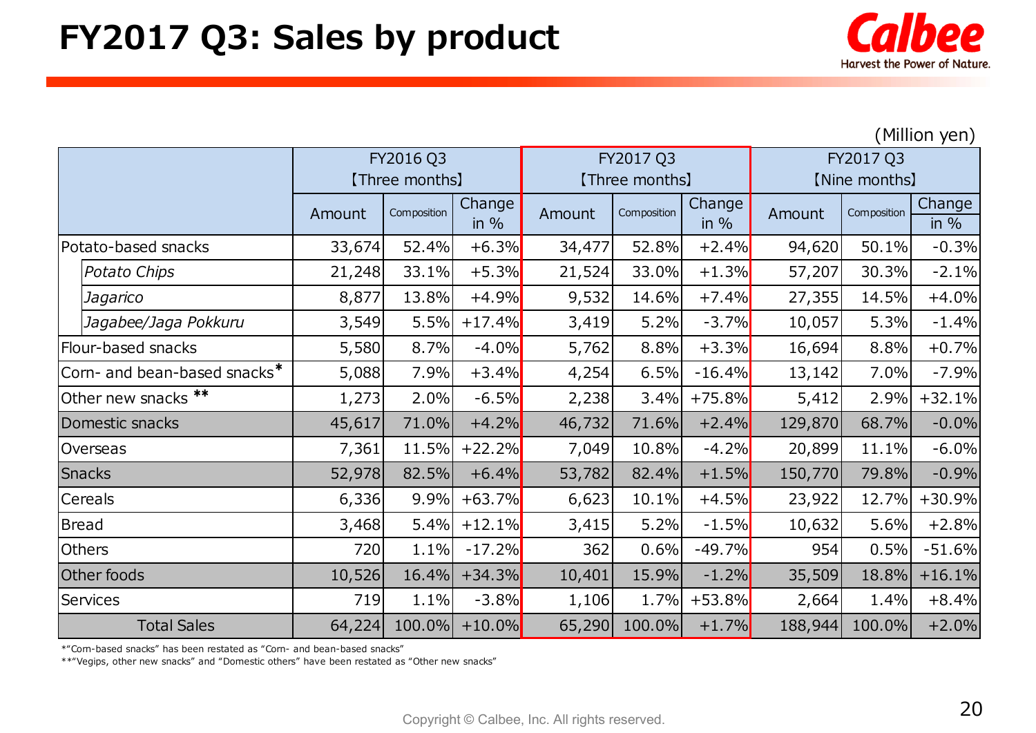# FY2017 Q3: Sales by product

(Million yen)

| | FY2016 Q3【Three months】 | | | FY2017 Q3【Three months】 | | | FY2017 Q3【Nine months】 | | |
|---|---|---|---|---|---|---|---|---|---|
| | Amount | Composition | Change in % | Amount | Composition | Change in % | Amount | Composition | Change in % |
| Potato-based snacks | 33,674 | 52.4% | +6.3% | 34,477 | 52.8% | +2.4% | 94,620 | 50.1% | -0.3% |
| *Potato Chips* | 21,248 | 33.1% | +5.3% | 21,524 | 33.0% | +1.3% | 57,207 | 30.3% | -2.1% |
| *Jagarico* | 8,877 | 13.8% | +4.9% | 9,532 | 14.6% | +7.4% | 27,355 | 14.5% | +4.0% |
| *Jagabee/Jaga Pokkuru* | 3,549 | 5.5% | +17.4% | 3,419 | 5.2% | -3.7% | 10,057 | 5.3% | -1.4% |
| Flour-based snacks | 5,580 | 8.7% | -4.0% | 5,762 | 8.8% | +3.3% | 16,694 | 8.8% | +0.7% |
| Corn- and bean-based snacks* | 5,088 | 7.9% | +3.4% | 4,254 | 6.5% | -16.4% | 13,142 | 7.0% | -7.9% |
| Other new snacks ** | 1,273 | 2.0% | -6.5% | 2,238 | 3.4% | +75.8% | 5,412 | 2.9% | +32.1% |
| Domestic snacks | 45,617 | 71.0% | +4.2% | 46,732 | 71.6% | +2.4% | 129,870 | 68.7% | -0.0% |
| Overseas | 7,361 | 11.5% | +22.2% | 7,049 | 10.8% | -4.2% | 20,899 | 11.1% | -6.0% |
| Snacks | 52,978 | 82.5% | +6.4% | 53,782 | 82.4% | +1.5% | 150,770 | 79.8% | -0.9% |
| Cereals | 6,336 | 9.9% | +63.7% | 6,623 | 10.1% | +4.5% | 23,922 | 12.7% | +30.9% |
| Bread | 3,468 | 5.4% | +12.1% | 3,415 | 5.2% | -1.5% | 10,632 | 5.6% | +2.8% |
| Others | 720 | 1.1% | -17.2% | 362 | 0.6% | -49.7% | 954 | 0.5% | -51.6% |
| Other foods | 10,526 | 16.4% | +34.3% | 10,401 | 15.9% | -1.2% | 35,509 | 18.8% | +16.1% |
| Services | 719 | 1.1% | -3.8% | 1,106 | 1.7% | +53.8% | 2,664 | 1.4% | +8.4% |
| Total Sales | 64,224 | 100.0% | +10.0% | 65,290 | 100.0% | +1.7% | 188,944 | 100.0% | +2.0% |

*"Corn-based snacks" has been restated as "Corn- and bean-based snacks"

**"Vegips, other new snacks" and "Domestic others" have been restated as "Other new snacks"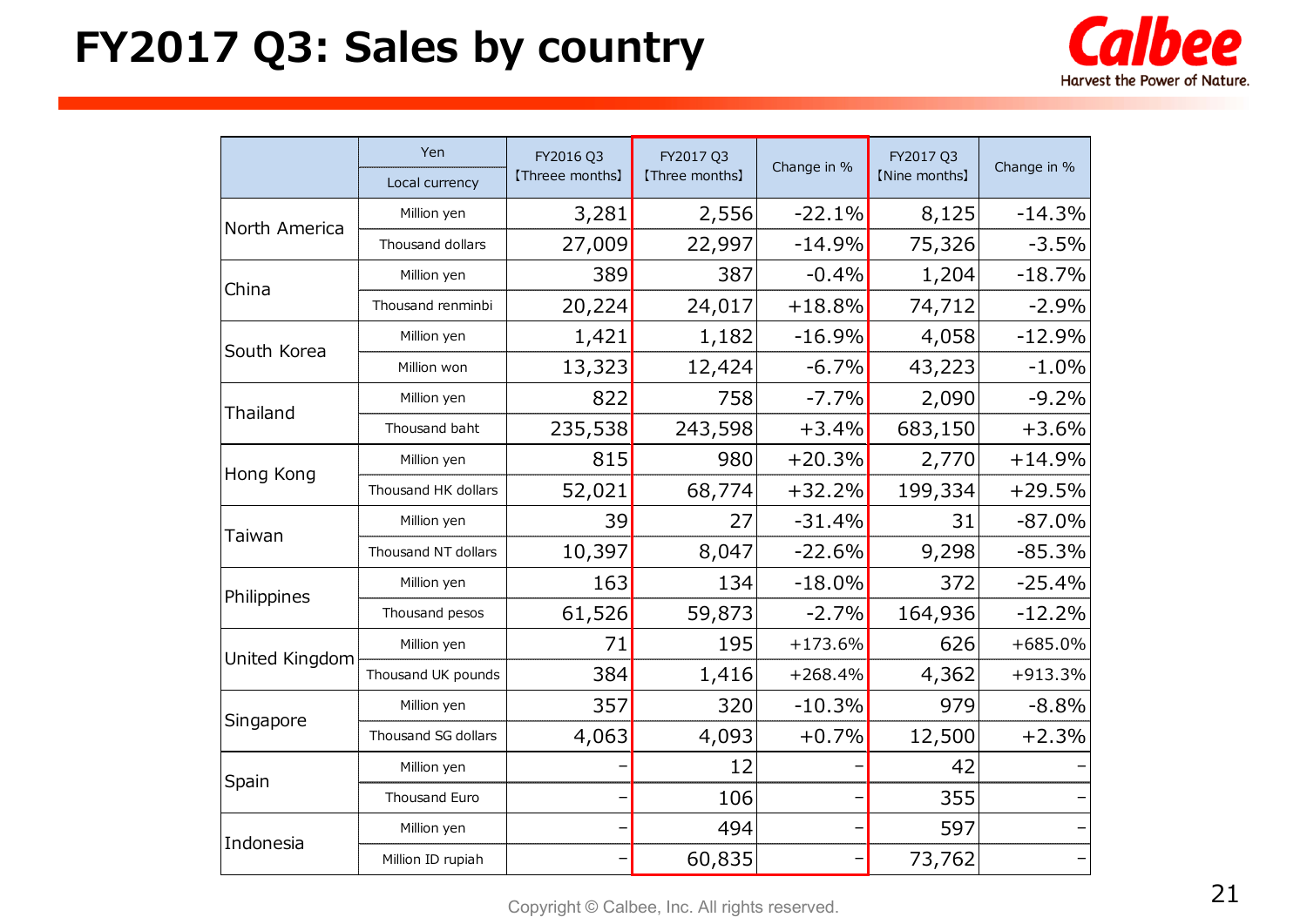# FY2017 Q3: Sales by country

| | Yen / Local currency | FY2016 Q3 【Threee months】 | FY2017 Q3 【Threee months】 | Change in % | FY2017 Q3 【Nine months】 | Change in % |
|---|---|---|---|---|---|---|
| North America | Million yen | 3,281 | 2,556 | -22.1% | 8,125 | -14.3% |
| | Thousand dollars | 27,009 | 22,997 | -14.9% | 75,326 | -3.5% |
| China | Million yen | 389 | 387 | -0.4% | 1,204 | -18.7% |
| | Thousand renminbi | 20,224 | 24,017 | +18.8% | 74,712 | -2.9% |
| South Korea | Million yen | 1,421 | 1,182 | -16.9% | 4,058 | -12.9% |
| | Million won | 13,323 | 12,424 | -6.7% | 43,223 | -1.0% |
| Thailand | Million yen | 822 | 758 | -7.7% | 2,090 | -9.2% |
| | Thousand baht | 235,538 | 243,598 | +3.4% | 683,150 | +3.6% |
| Hong Kong | Million yen | 815 | 980 | +20.3% | 2,770 | +14.9% |
| | Thousand HK dollars | 52,021 | 68,774 | +32.2% | 199,334 | +29.5% |
| Taiwan | Million yen | 39 | 27 | -31.4% | 31 | -87.0% |
| | Thousand NT dollars | 10,397 | 8,047 | -22.6% | 9,298 | -85.3% |
| Philippines | Million yen | 163 | 134 | -18.0% | 372 | -25.4% |
| | Thousand pesos | 61,526 | 59,873 | -2.7% | 164,936 | -12.2% |
| United Kingdom | Million yen | 71 | 195 | +173.6% | 626 | +685.0% |
| | Thousand UK pounds | 384 | 1,416 | +268.4% | 4,362 | +913.3% |
| Singapore | Million yen | 357 | 320 | -10.3% | 979 | -8.8% |
| | Thousand SG dollars | 4,063 | 4,093 | +0.7% | 12,500 | +2.3% |
| Spain | Million yen | – | 12 | – | 42 | – |
| | Thousand Euro | – | 106 | – | 355 | – |
| Indonesia | Million yen | – | 494 | – | 597 | – |
| | Million ID rupiah | – | 60,835 | – | 73,762 | – |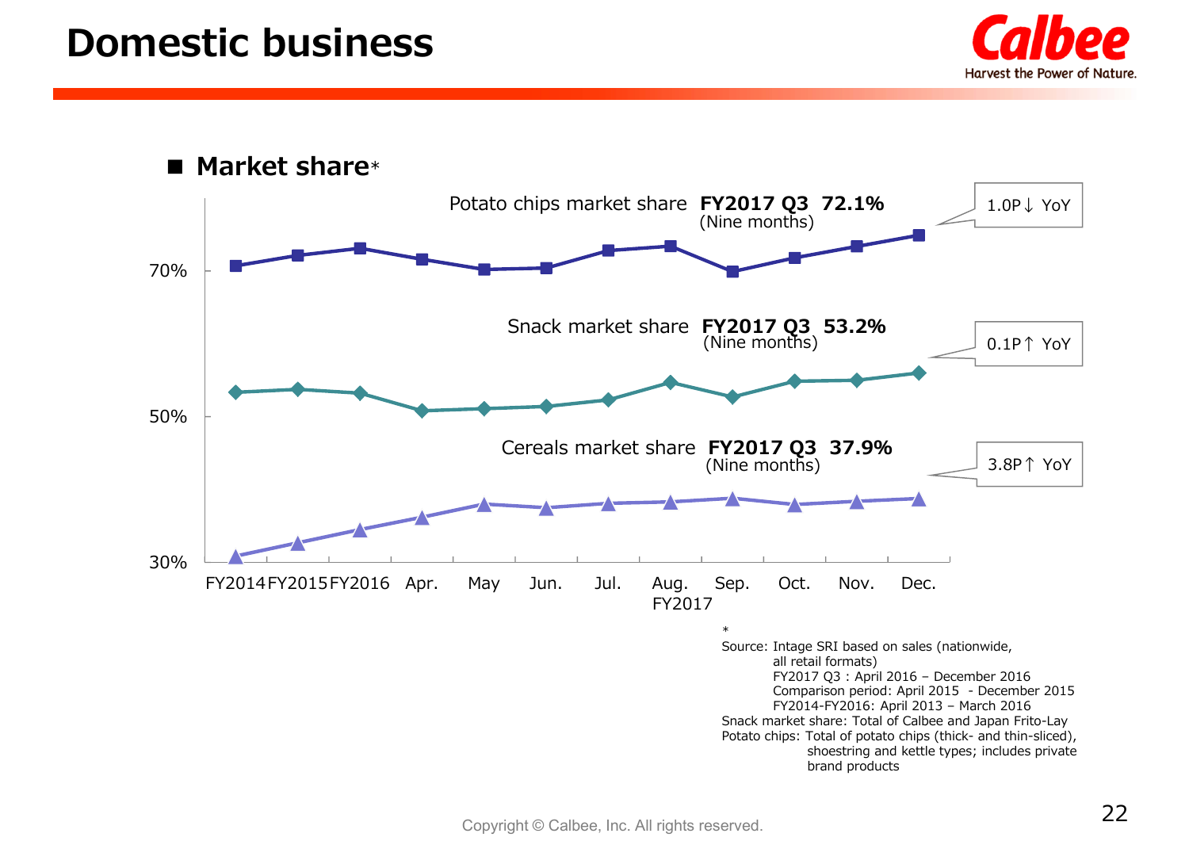# Domestic business

## ■ Market share*

Potato chips market share **FY2017 Q3 72.1%** (Nine months) — 1.0P↓ YoY

Snack market share **FY2017 Q3 53.2%** (Nine months) — 0.1P↑ YoY

Cereals market share **FY2017 Q3 37.9%** (Nine months) — 3.8P↑ YoY

70%

50%

30%

FY2014 FY2015 FY2016 Apr. May Jun. Jul. Aug. Sep. Oct. Nov. Dec.
FY2017

*
Source: Intage SRI based on sales (nationwide, all retail formats)
FY2017 Q3 : April 2016 – December 2016
Comparison period: April 2015 - December 2015
FY2014-FY2016: April 2013 – March 2016
Snack market share: Total of Calbee and Japan Frito-Lay
Potato chips: Total of potato chips (thick- and thin-sliced), shoestring and kettle types; includes private brand products

Copyright © Calbee, Inc. All rights reserved.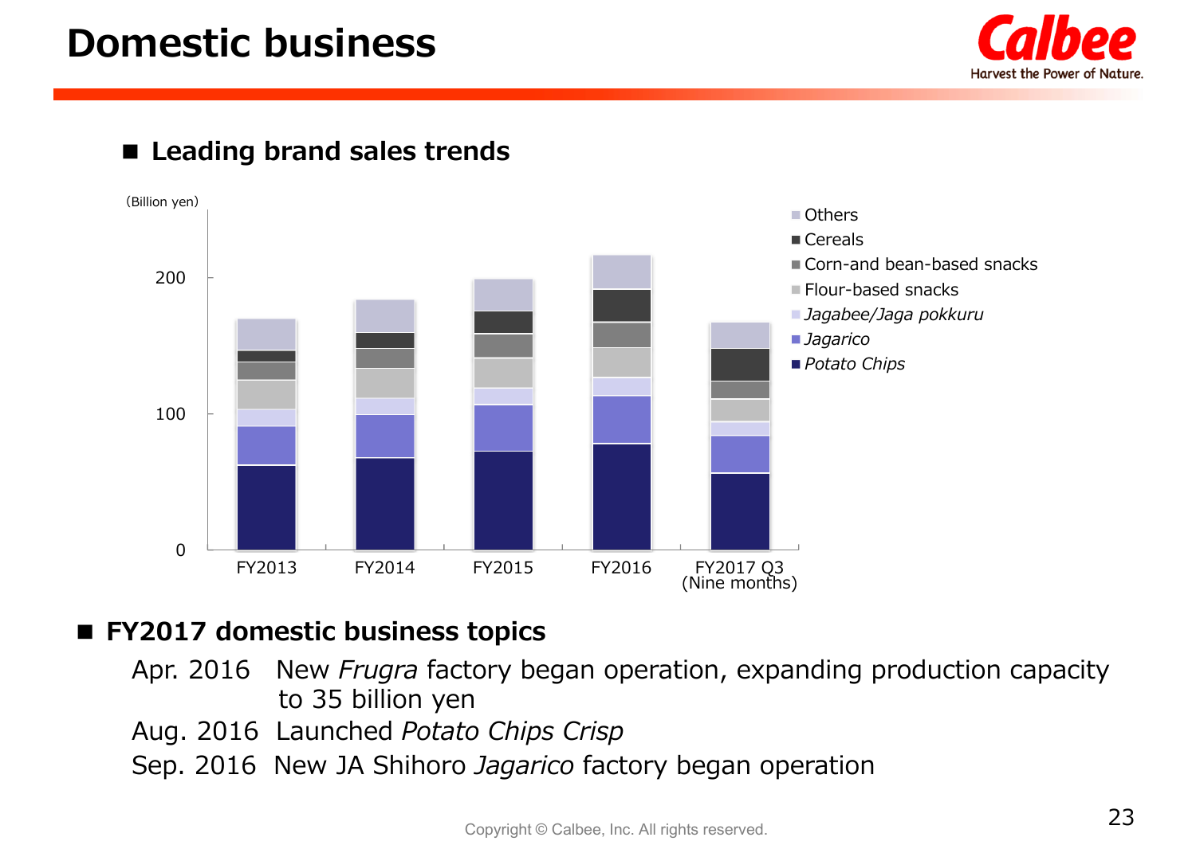# Domestic business

## ■ Leading brand sales trends

(Billion yen)

Chart categories: FY2013, FY2014, FY2015, FY2016, FY2017 Q3 (Nine months)

Legend: Others, Cereals, Corn-and bean-based snacks, Flour-based snacks, *Jagabee/Jaga pokkuru*, *Jagarico*, *Potato Chips*

Axis: 0, 100, 200

## ■ FY2017 domestic business topics

Apr. 2016 New *Frugra* factory began operation, expanding production capacity to 35 billion yen

Aug. 2016 Launched *Potato Chips Crisp*

Sep. 2016 New JA Shihoro *Jagarico* factory began operation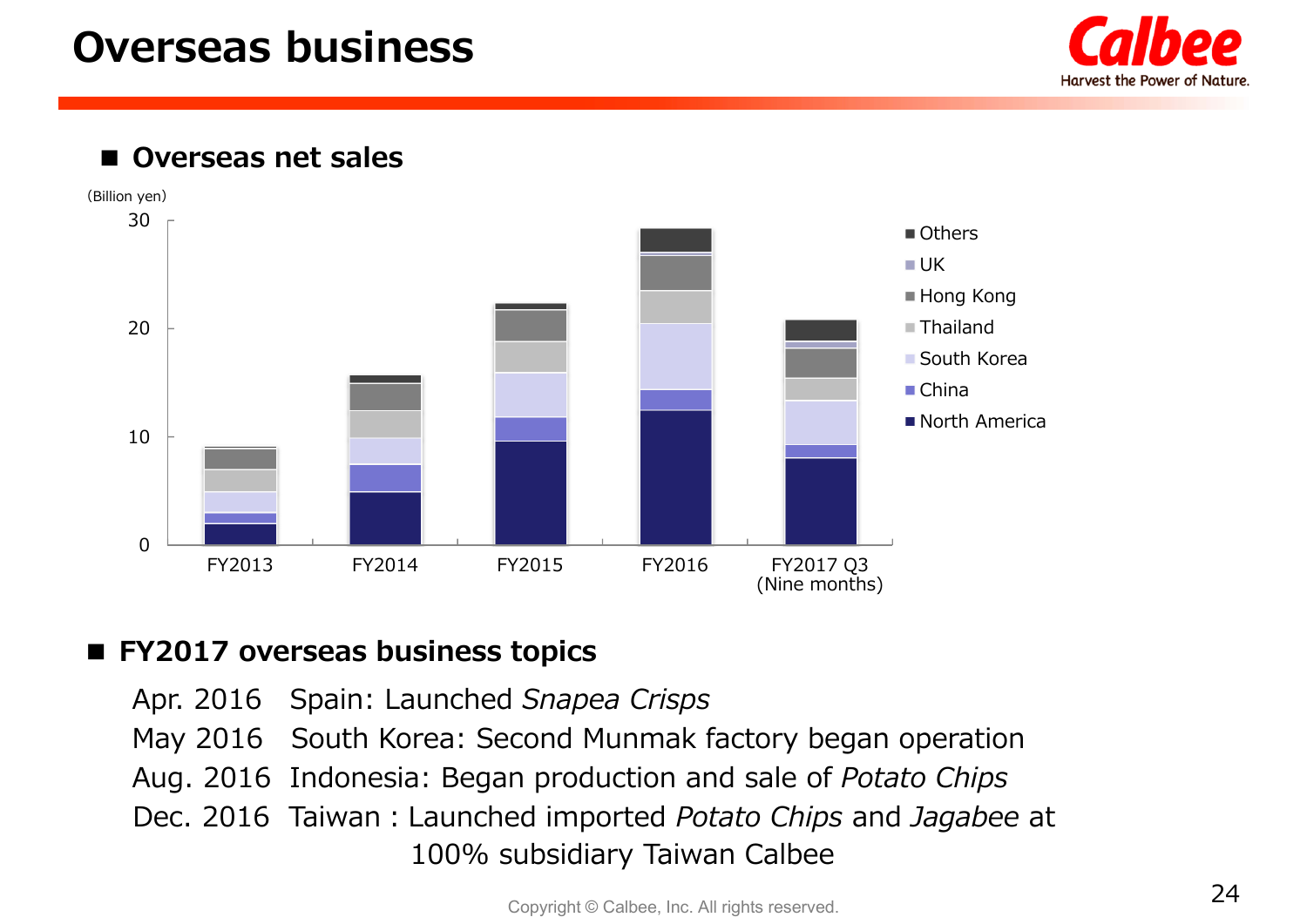# Overseas business

## ■ Overseas net sales

(Billion yen)

Chart categories: FY2013, FY2014, FY2015, FY2016, FY2017 Q3 (Nine months)

Legend: Others, UK, Hong Kong, Thailand, South Korea, China, North America

## ■ FY2017 overseas business topics

Apr. 2016 Spain: Launched *Snapea Crisps*

May 2016 South Korea: Second Munmak factory began operation

Aug. 2016 Indonesia: Began production and sale of *Potato Chips*

Dec. 2016 Taiwan : Launched imported *Potato Chips* and *Jagabee* at 100% subsidiary Taiwan Calbee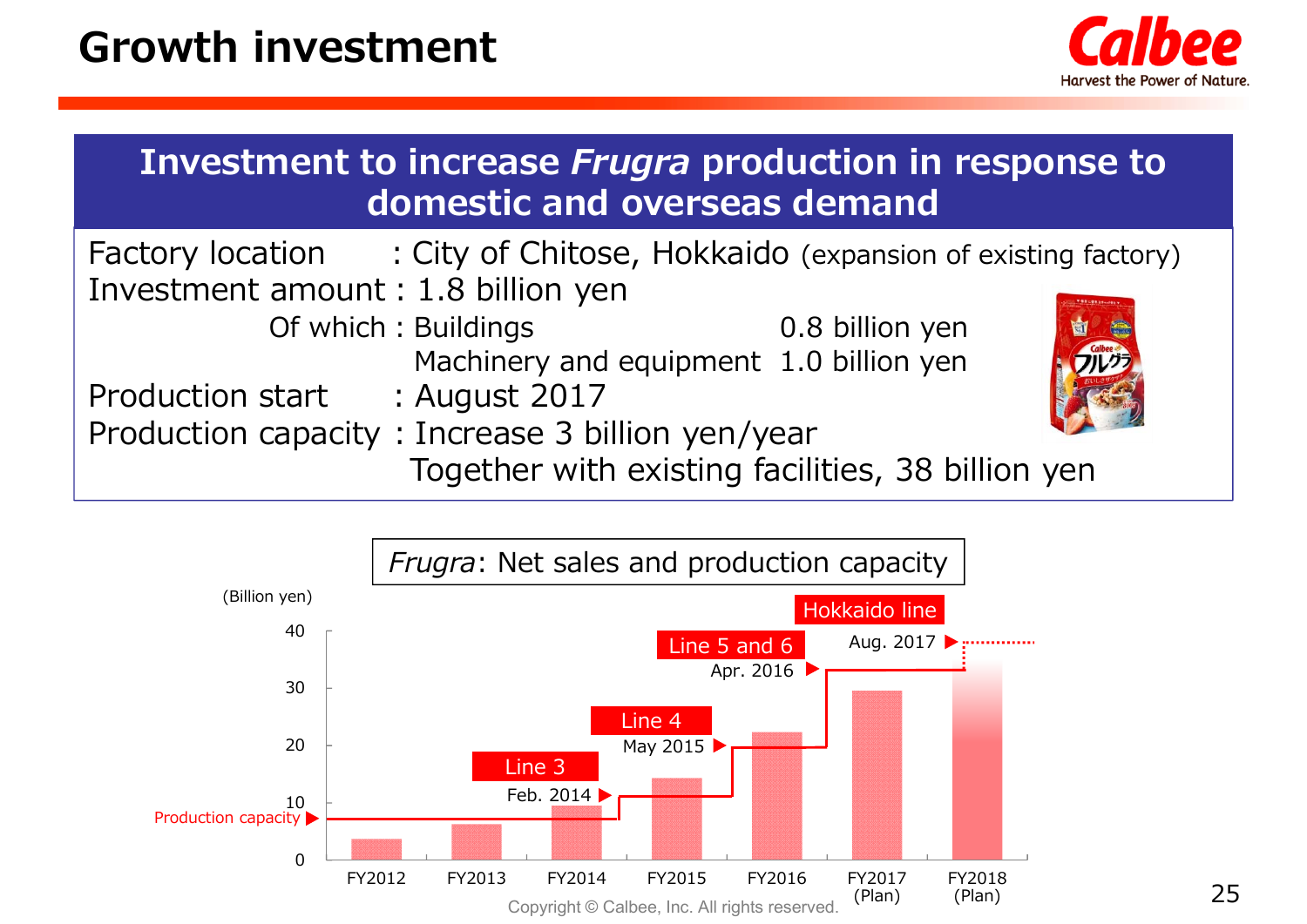# Growth investment

## Investment to increase *Frugra* production in response to domestic and overseas demand

Factory location : City of Chitose, Hokkaido (expansion of existing factory)

Investment amount : 1.8 billion yen

Of which : Buildings 0.8 billion yen

Machinery and equipment 1.0 billion yen

Production start : August 2017

Production capacity : Increase 3 billion yen/year

Together with existing facilities, 38 billion yen

### *Frugra*: Net sales and production capacity

(Billion yen)

- Production capacity
- Line 3 — Feb. 2014
- Line 4 — May 2015
- Line 5 and 6 — Apr. 2016
- Hokkaido line — Aug. 2017

FY2012, FY2013, FY2014, FY2015, FY2016, FY2017 (Plan), FY2018 (Plan)

Copyright © Calbee, Inc. All rights reserved.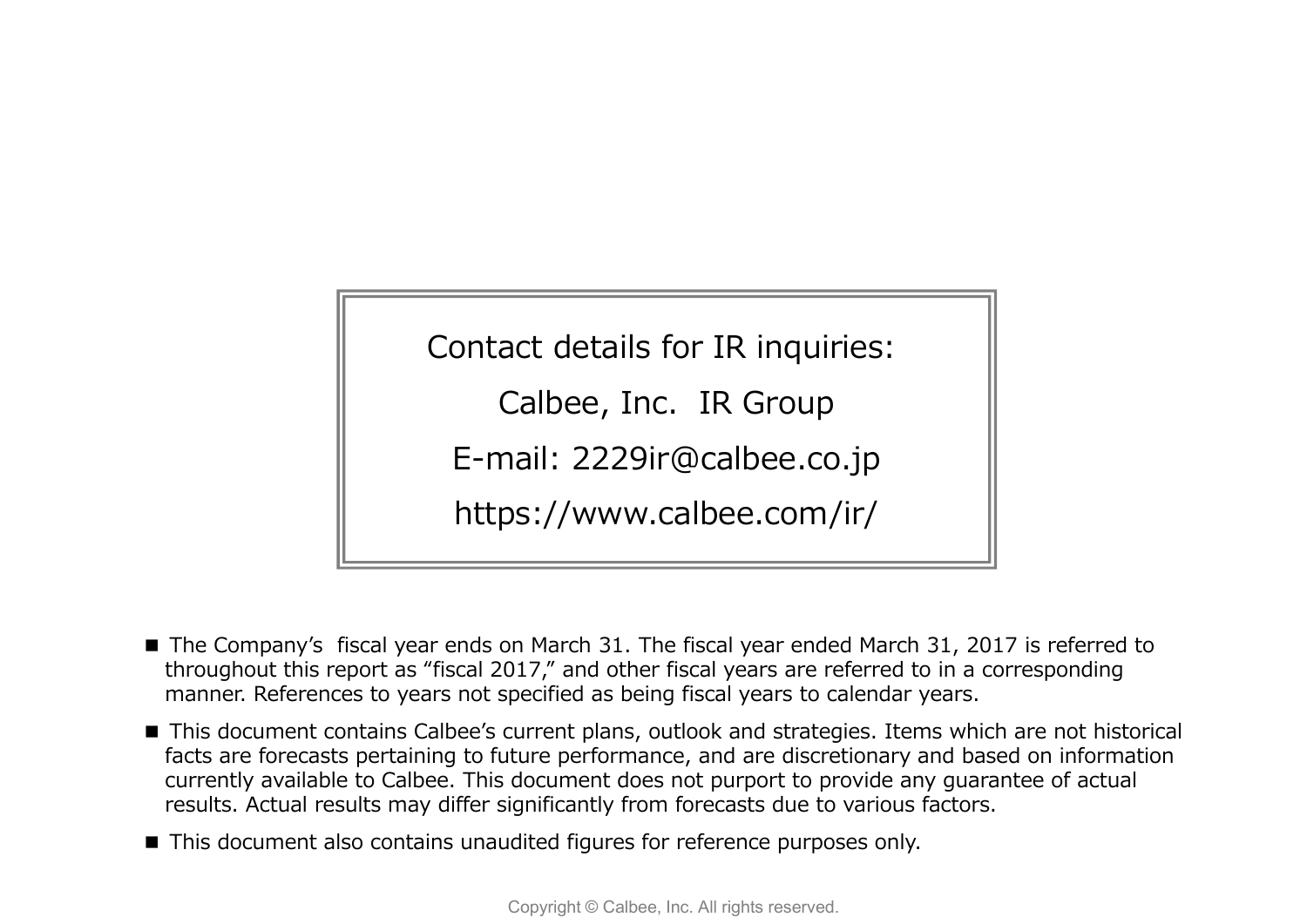Contact details for IR inquiries:

Calbee, Inc. IR Group

E-mail: 2229ir@calbee.co.jp

https://www.calbee.com/ir/

- The Company's fiscal year ends on March 31. The fiscal year ended March 31, 2017 is referred to throughout this report as "fiscal 2017," and other fiscal years are referred to in a corresponding manner. References to years not specified as being fiscal years to calendar years.
- This document contains Calbee's current plans, outlook and strategies. Items which are not historical facts are forecasts pertaining to future performance, and are discretionary and based on information currently available to Calbee. This document does not purport to provide any guarantee of actual results. Actual results may differ significantly from forecasts due to various factors.
- This document also contains unaudited figures for reference purposes only.